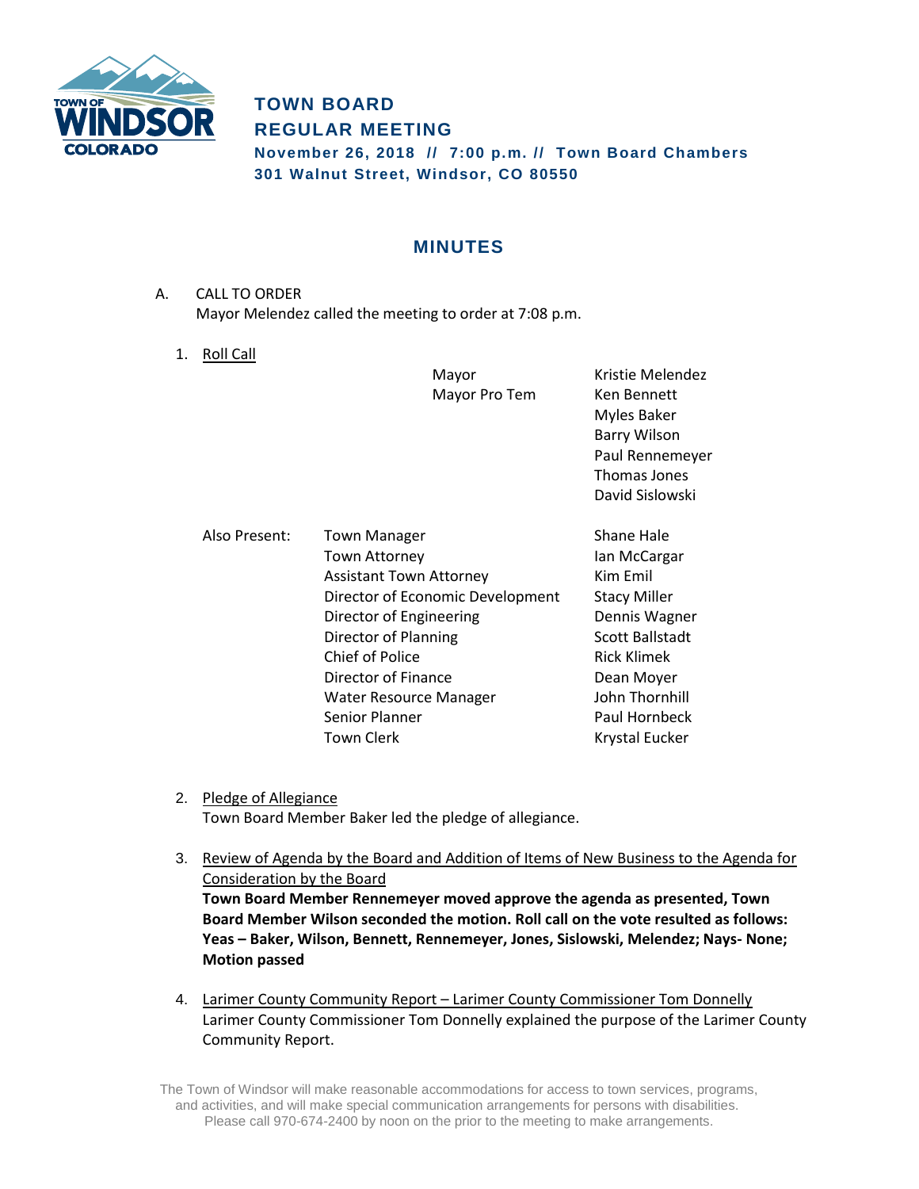# TOWN BOARD
# REGULAR MEETING

**November 26, 2018 // 7:00 p.m. // Town Board Chambers**
**301 Walnut Street, Windsor, CO 80550**

## MINUTES

A. CALL TO ORDER
Mayor Melendez called the meeting to order at 7:08 p.m.

1. Roll Call

| | | |
|---|---|---|
| Mayor | | Kristie Melendez |
| Mayor Pro Tem | | Ken Bennett |
| | | Myles Baker |
| | | Barry Wilson |
| | | Paul Rennemeyer |
| | | Thomas Jones |
| | | David Sislowski |

| Also Present: | | |
|---|---|---|
| | Town Manager | Shane Hale |
| | Town Attorney | Ian McCargar |
| | Assistant Town Attorney | Kim Emil |
| | Director of Economic Development | Stacy Miller |
| | Director of Engineering | Dennis Wagner |
| | Director of Planning | Scott Ballstadt |
| | Chief of Police | Rick Klimek |
| | Director of Finance | Dean Moyer |
| | Water Resource Manager | John Thornhill |
| | Senior Planner | Paul Hornbeck |
| | Town Clerk | Krystal Eucker |

2. Pledge of Allegiance
Town Board Member Baker led the pledge of allegiance.

3. Review of Agenda by the Board and Addition of Items of New Business to the Agenda for Consideration by the Board
**Town Board Member Rennemeyer moved approve the agenda as presented, Town Board Member Wilson seconded the motion. Roll call on the vote resulted as follows: Yeas – Baker, Wilson, Bennett, Rennemeyer, Jones, Sislowski, Melendez; Nays- None; Motion passed**

4. Larimer County Community Report – Larimer County Commissioner Tom Donnelly
Larimer County Commissioner Tom Donnelly explained the purpose of the Larimer County Community Report.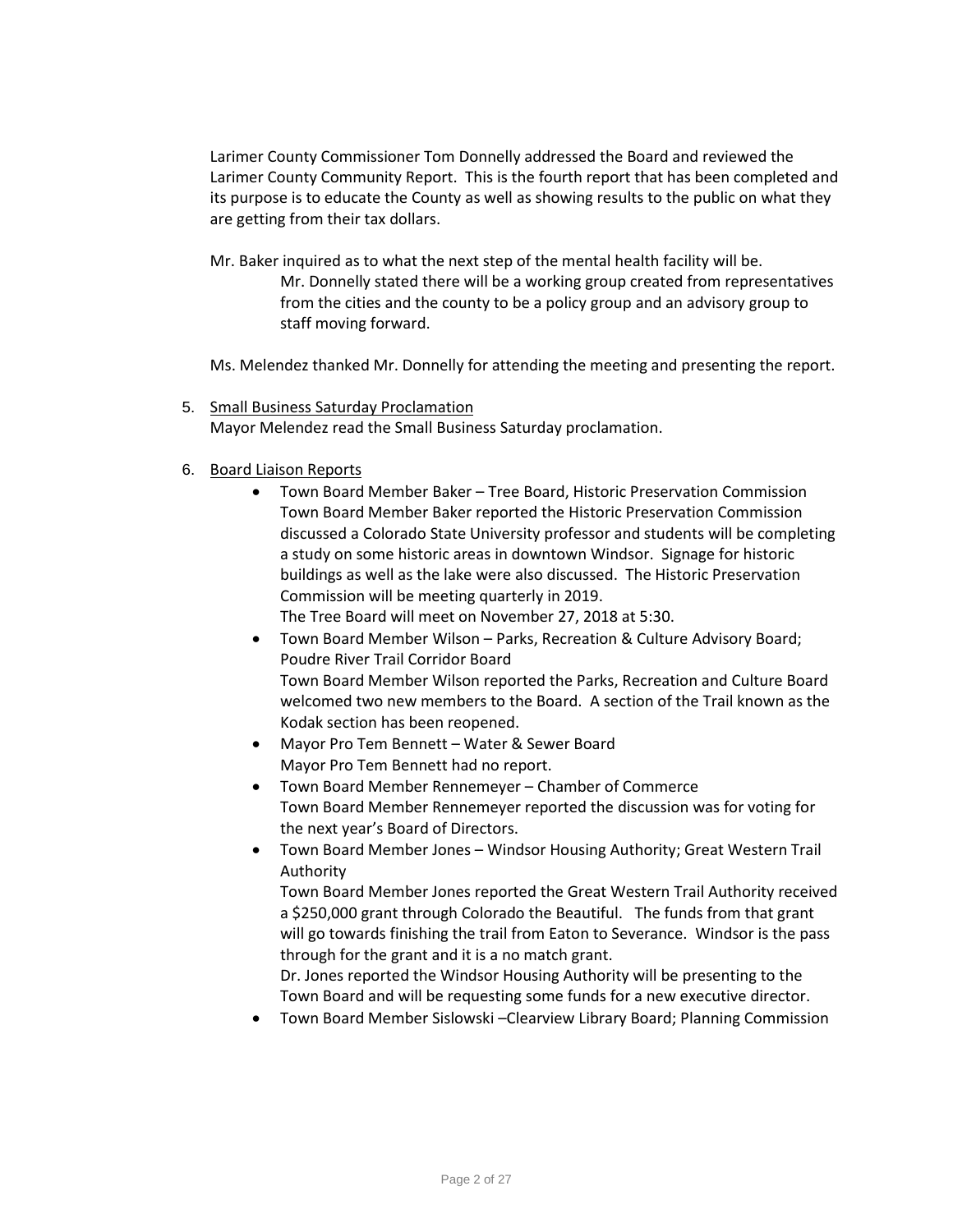Larimer County Commissioner Tom Donnelly addressed the Board and reviewed the Larimer County Community Report. This is the fourth report that has been completed and its purpose is to educate the County as well as showing results to the public on what they are getting from their tax dollars.

Mr. Baker inquired as to what the next step of the mental health facility will be.

> Mr. Donnelly stated there will be a working group created from representatives from the cities and the county to be a policy group and an advisory group to staff moving forward.

Ms. Melendez thanked Mr. Donnelly for attending the meeting and presenting the report.

5. <u>Small Business Saturday Proclamation</u>
   Mayor Melendez read the Small Business Saturday proclamation.

6. <u>Board Liaison Reports</u>
   - Town Board Member Baker – Tree Board, Historic Preservation Commission
     Town Board Member Baker reported the Historic Preservation Commission discussed a Colorado State University professor and students will be completing a study on some historic areas in downtown Windsor. Signage for historic buildings as well as the lake were also discussed. The Historic Preservation Commission will be meeting quarterly in 2019.
     The Tree Board will meet on November 27, 2018 at 5:30.
   - Town Board Member Wilson – Parks, Recreation & Culture Advisory Board; Poudre River Trail Corridor Board
     Town Board Member Wilson reported the Parks, Recreation and Culture Board welcomed two new members to the Board. A section of the Trail known as the Kodak section has been reopened.
   - Mayor Pro Tem Bennett – Water & Sewer Board
     Mayor Pro Tem Bennett had no report.
   - Town Board Member Rennemeyer – Chamber of Commerce
     Town Board Member Rennemeyer reported the discussion was for voting for the next year's Board of Directors.
   - Town Board Member Jones – Windsor Housing Authority; Great Western Trail Authority
     Town Board Member Jones reported the Great Western Trail Authority received a $250,000 grant through Colorado the Beautiful. The funds from that grant will go towards finishing the trail from Eaton to Severance. Windsor is the pass through for the grant and it is a no match grant.
     Dr. Jones reported the Windsor Housing Authority will be presenting to the Town Board and will be requesting some funds for a new executive director.
   - Town Board Member Sislowski –Clearview Library Board; Planning Commission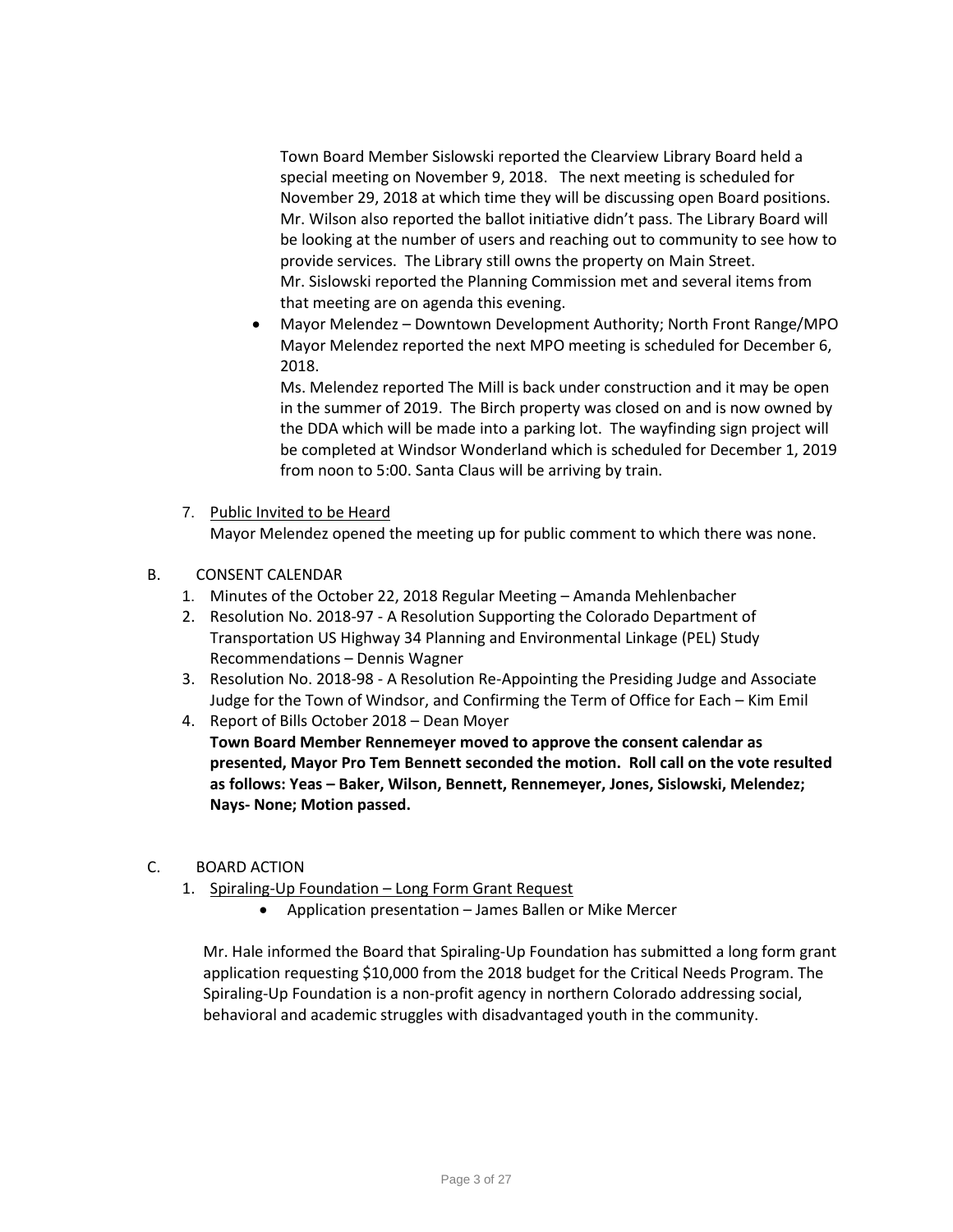Town Board Member Sislowski reported the Clearview Library Board held a special meeting on November 9, 2018. The next meeting is scheduled for November 29, 2018 at which time they will be discussing open Board positions. Mr. Wilson also reported the ballot initiative didn't pass. The Library Board will be looking at the number of users and reaching out to community to see how to provide services. The Library still owns the property on Main Street. Mr. Sislowski reported the Planning Commission met and several items from that meeting are on agenda this evening.

- Mayor Melendez – Downtown Development Authority; North Front Range/MPO
  Mayor Melendez reported the next MPO meeting is scheduled for December 6, 2018.
  Ms. Melendez reported The Mill is back under construction and it may be open in the summer of 2019. The Birch property was closed on and is now owned by the DDA which will be made into a parking lot. The wayfinding sign project will be completed at Windsor Wonderland which is scheduled for December 1, 2019 from noon to 5:00. Santa Claus will be arriving by train.

7. Public Invited to be Heard
   Mayor Melendez opened the meeting up for public comment to which there was none.

B. CONSENT CALENDAR

1. Minutes of the October 22, 2018 Regular Meeting – Amanda Mehlenbacher
2. Resolution No. 2018-97 - A Resolution Supporting the Colorado Department of Transportation US Highway 34 Planning and Environmental Linkage (PEL) Study Recommendations – Dennis Wagner
3. Resolution No. 2018-98 - A Resolution Re-Appointing the Presiding Judge and Associate Judge for the Town of Windsor, and Confirming the Term of Office for Each – Kim Emil
4. Report of Bills October 2018 – Dean Moyer
   **Town Board Member Rennemeyer moved to approve the consent calendar as presented, Mayor Pro Tem Bennett seconded the motion. Roll call on the vote resulted as follows: Yeas – Baker, Wilson, Bennett, Rennemeyer, Jones, Sislowski, Melendez; Nays- None; Motion passed.**

C. BOARD ACTION

1. Spiraling-Up Foundation – Long Form Grant Request
   - Application presentation – James Ballen or Mike Mercer

Mr. Hale informed the Board that Spiraling-Up Foundation has submitted a long form grant application requesting $10,000 from the 2018 budget for the Critical Needs Program. The Spiraling-Up Foundation is a non-profit agency in northern Colorado addressing social, behavioral and academic struggles with disadvantaged youth in the community.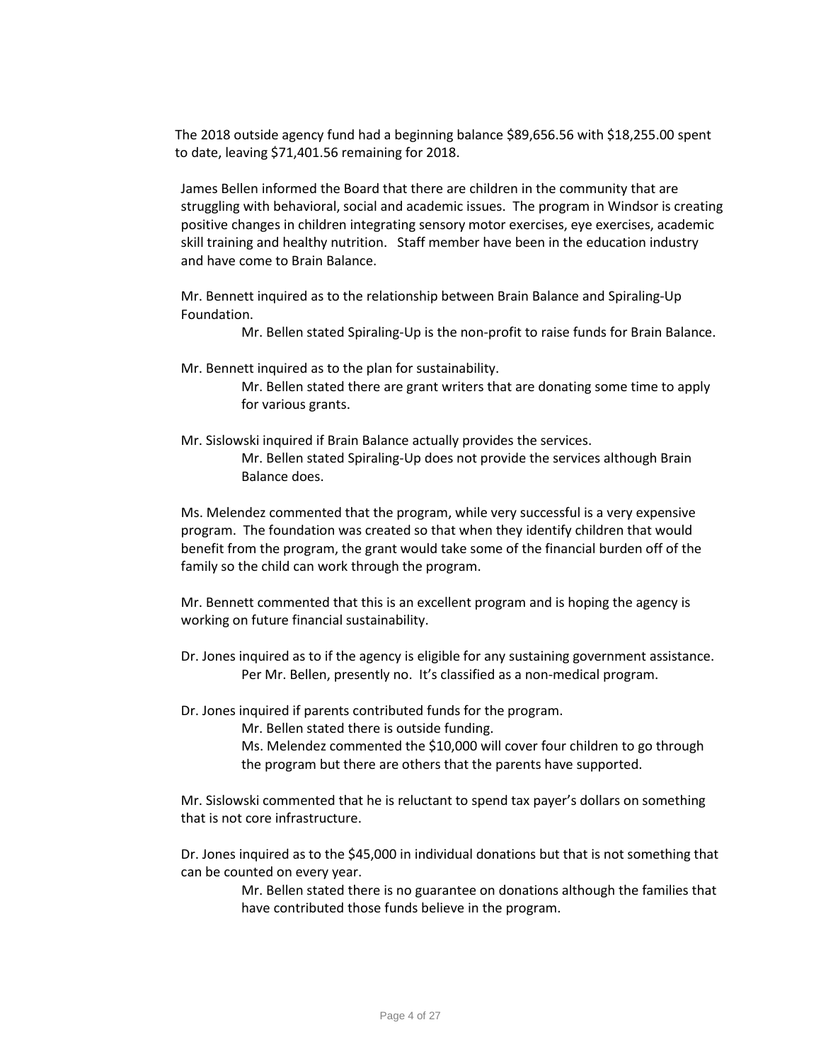The 2018 outside agency fund had a beginning balance $89,656.56 with $18,255.00 spent to date, leaving $71,401.56 remaining for 2018.

James Bellen informed the Board that there are children in the community that are struggling with behavioral, social and academic issues. The program in Windsor is creating positive changes in children integrating sensory motor exercises, eye exercises, academic skill training and healthy nutrition. Staff member have been in the education industry and have come to Brain Balance.

Mr. Bennett inquired as to the relationship between Brain Balance and Spiraling-Up Foundation.

> Mr. Bellen stated Spiraling-Up is the non-profit to raise funds for Brain Balance.

Mr. Bennett inquired as to the plan for sustainability.

> Mr. Bellen stated there are grant writers that are donating some time to apply for various grants.

Mr. Sislowski inquired if Brain Balance actually provides the services.

> Mr. Bellen stated Spiraling-Up does not provide the services although Brain Balance does.

Ms. Melendez commented that the program, while very successful is a very expensive program. The foundation was created so that when they identify children that would benefit from the program, the grant would take some of the financial burden off of the family so the child can work through the program.

Mr. Bennett commented that this is an excellent program and is hoping the agency is working on future financial sustainability.

Dr. Jones inquired as to if the agency is eligible for any sustaining government assistance.

> Per Mr. Bellen, presently no. It's classified as a non-medical program.

Dr. Jones inquired if parents contributed funds for the program.

> Mr. Bellen stated there is outside funding.
>
> Ms. Melendez commented the $10,000 will cover four children to go through the program but there are others that the parents have supported.

Mr. Sislowski commented that he is reluctant to spend tax payer's dollars on something that is not core infrastructure.

Dr. Jones inquired as to the $45,000 in individual donations but that is not something that can be counted on every year.

> Mr. Bellen stated there is no guarantee on donations although the families that have contributed those funds believe in the program.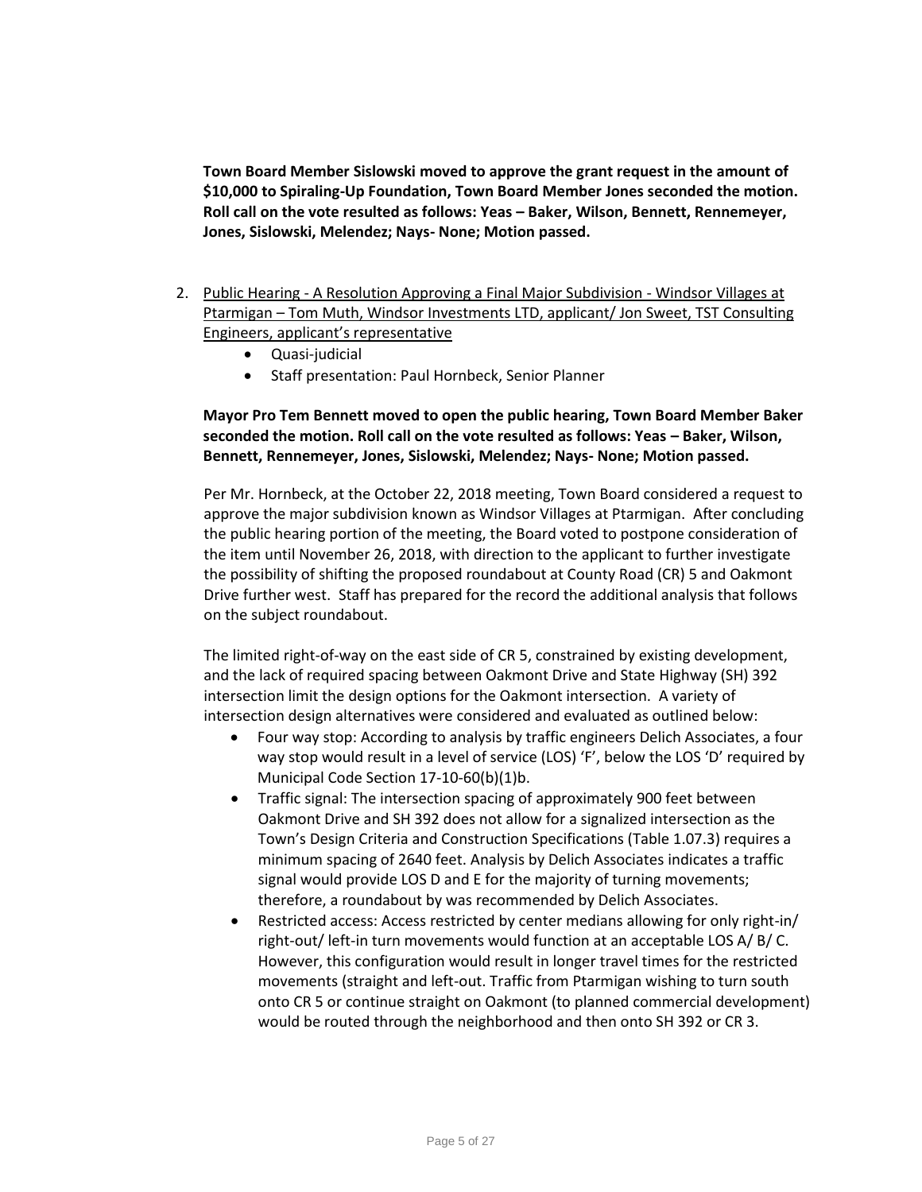**Town Board Member Sislowski moved to approve the grant request in the amount of $10,000 to Spiraling-Up Foundation, Town Board Member Jones seconded the motion. Roll call on the vote resulted as follows: Yeas – Baker, Wilson, Bennett, Rennemeyer, Jones, Sislowski, Melendez; Nays- None; Motion passed.**

2. Public Hearing - A Resolution Approving a Final Major Subdivision - Windsor Villages at Ptarmigan – Tom Muth, Windsor Investments LTD, applicant/ Jon Sweet, TST Consulting Engineers, applicant's representative
   - Quasi-judicial
   - Staff presentation: Paul Hornbeck, Senior Planner

   **Mayor Pro Tem Bennett moved to open the public hearing, Town Board Member Baker seconded the motion. Roll call on the vote resulted as follows: Yeas – Baker, Wilson, Bennett, Rennemeyer, Jones, Sislowski, Melendez; Nays- None; Motion passed.**

   Per Mr. Hornbeck, at the October 22, 2018 meeting, Town Board considered a request to approve the major subdivision known as Windsor Villages at Ptarmigan. After concluding the public hearing portion of the meeting, the Board voted to postpone consideration of the item until November 26, 2018, with direction to the applicant to further investigate the possibility of shifting the proposed roundabout at County Road (CR) 5 and Oakmont Drive further west. Staff has prepared for the record the additional analysis that follows on the subject roundabout.

   The limited right-of-way on the east side of CR 5, constrained by existing development, and the lack of required spacing between Oakmont Drive and State Highway (SH) 392 intersection limit the design options for the Oakmont intersection. A variety of intersection design alternatives were considered and evaluated as outlined below:

   - Four way stop: According to analysis by traffic engineers Delich Associates, a four way stop would result in a level of service (LOS) 'F', below the LOS 'D' required by Municipal Code Section 17-10-60(b)(1)b.
   - Traffic signal: The intersection spacing of approximately 900 feet between Oakmont Drive and SH 392 does not allow for a signalized intersection as the Town's Design Criteria and Construction Specifications (Table 1.07.3) requires a minimum spacing of 2640 feet. Analysis by Delich Associates indicates a traffic signal would provide LOS D and E for the majority of turning movements; therefore, a roundabout by was recommended by Delich Associates.
   - Restricted access: Access restricted by center medians allowing for only right-in/ right-out/ left-in turn movements would function at an acceptable LOS A/ B/ C. However, this configuration would result in longer travel times for the restricted movements (straight and left-out. Traffic from Ptarmigan wishing to turn south onto CR 5 or continue straight on Oakmont (to planned commercial development) would be routed through the neighborhood and then onto SH 392 or CR 3.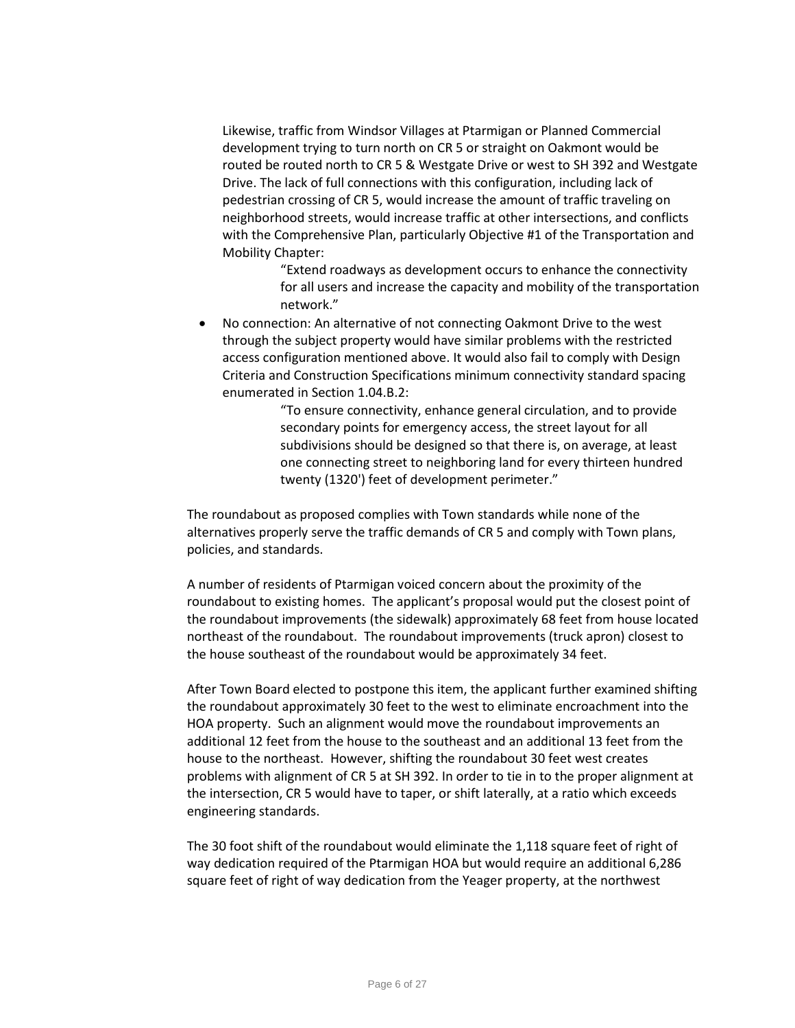Likewise, traffic from Windsor Villages at Ptarmigan or Planned Commercial development trying to turn north on CR 5 or straight on Oakmont would be routed be routed north to CR 5 & Westgate Drive or west to SH 392 and Westgate Drive. The lack of full connections with this configuration, including lack of pedestrian crossing of CR 5, would increase the amount of traffic traveling on neighborhood streets, would increase traffic at other intersections, and conflicts with the Comprehensive Plan, particularly Objective #1 of the Transportation and Mobility Chapter:

> "Extend roadways as development occurs to enhance the connectivity for all users and increase the capacity and mobility of the transportation network."

- No connection: An alternative of not connecting Oakmont Drive to the west through the subject property would have similar problems with the restricted access configuration mentioned above. It would also fail to comply with Design Criteria and Construction Specifications minimum connectivity standard spacing enumerated in Section 1.04.B.2:

  > "To ensure connectivity, enhance general circulation, and to provide secondary points for emergency access, the street layout for all subdivisions should be designed so that there is, on average, at least one connecting street to neighboring land for every thirteen hundred twenty (1320') feet of development perimeter."

The roundabout as proposed complies with Town standards while none of the alternatives properly serve the traffic demands of CR 5 and comply with Town plans, policies, and standards.

A number of residents of Ptarmigan voiced concern about the proximity of the roundabout to existing homes. The applicant's proposal would put the closest point of the roundabout improvements (the sidewalk) approximately 68 feet from house located northeast of the roundabout. The roundabout improvements (truck apron) closest to the house southeast of the roundabout would be approximately 34 feet.

After Town Board elected to postpone this item, the applicant further examined shifting the roundabout approximately 30 feet to the west to eliminate encroachment into the HOA property. Such an alignment would move the roundabout improvements an additional 12 feet from the house to the southeast and an additional 13 feet from the house to the northeast. However, shifting the roundabout 30 feet west creates problems with alignment of CR 5 at SH 392. In order to tie in to the proper alignment at the intersection, CR 5 would have to taper, or shift laterally, at a ratio which exceeds engineering standards.

The 30 foot shift of the roundabout would eliminate the 1,118 square feet of right of way dedication required of the Ptarmigan HOA but would require an additional 6,286 square feet of right of way dedication from the Yeager property, at the northwest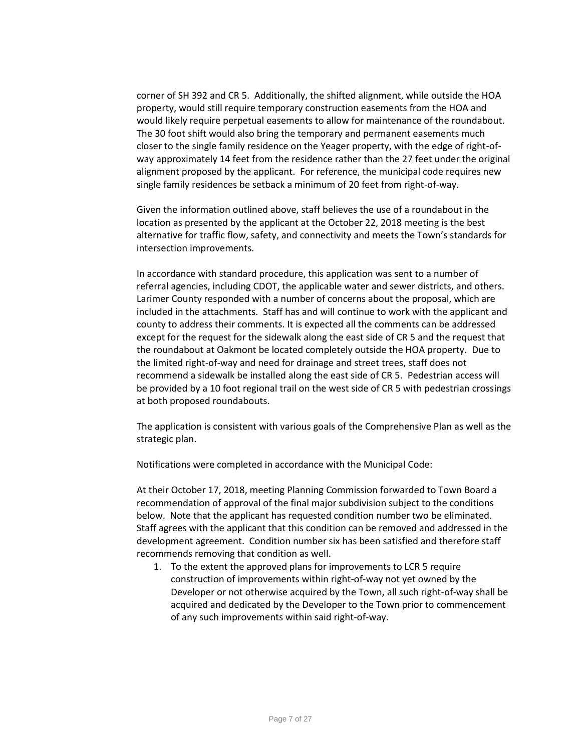corner of SH 392 and CR 5. Additionally, the shifted alignment, while outside the HOA property, would still require temporary construction easements from the HOA and would likely require perpetual easements to allow for maintenance of the roundabout. The 30 foot shift would also bring the temporary and permanent easements much closer to the single family residence on the Yeager property, with the edge of right-of-way approximately 14 feet from the residence rather than the 27 feet under the original alignment proposed by the applicant. For reference, the municipal code requires new single family residences be setback a minimum of 20 feet from right-of-way.

Given the information outlined above, staff believes the use of a roundabout in the location as presented by the applicant at the October 22, 2018 meeting is the best alternative for traffic flow, safety, and connectivity and meets the Town's standards for intersection improvements.

In accordance with standard procedure, this application was sent to a number of referral agencies, including CDOT, the applicable water and sewer districts, and others. Larimer County responded with a number of concerns about the proposal, which are included in the attachments. Staff has and will continue to work with the applicant and county to address their comments. It is expected all the comments can be addressed except for the request for the sidewalk along the east side of CR 5 and the request that the roundabout at Oakmont be located completely outside the HOA property. Due to the limited right-of-way and need for drainage and street trees, staff does not recommend a sidewalk be installed along the east side of CR 5. Pedestrian access will be provided by a 10 foot regional trail on the west side of CR 5 with pedestrian crossings at both proposed roundabouts.

The application is consistent with various goals of the Comprehensive Plan as well as the strategic plan.

Notifications were completed in accordance with the Municipal Code:

At their October 17, 2018, meeting Planning Commission forwarded to Town Board a recommendation of approval of the final major subdivision subject to the conditions below. Note that the applicant has requested condition number two be eliminated. Staff agrees with the applicant that this condition can be removed and addressed in the development agreement. Condition number six has been satisfied and therefore staff recommends removing that condition as well.

1. To the extent the approved plans for improvements to LCR 5 require construction of improvements within right-of-way not yet owned by the Developer or not otherwise acquired by the Town, all such right-of-way shall be acquired and dedicated by the Developer to the Town prior to commencement of any such improvements within said right-of-way.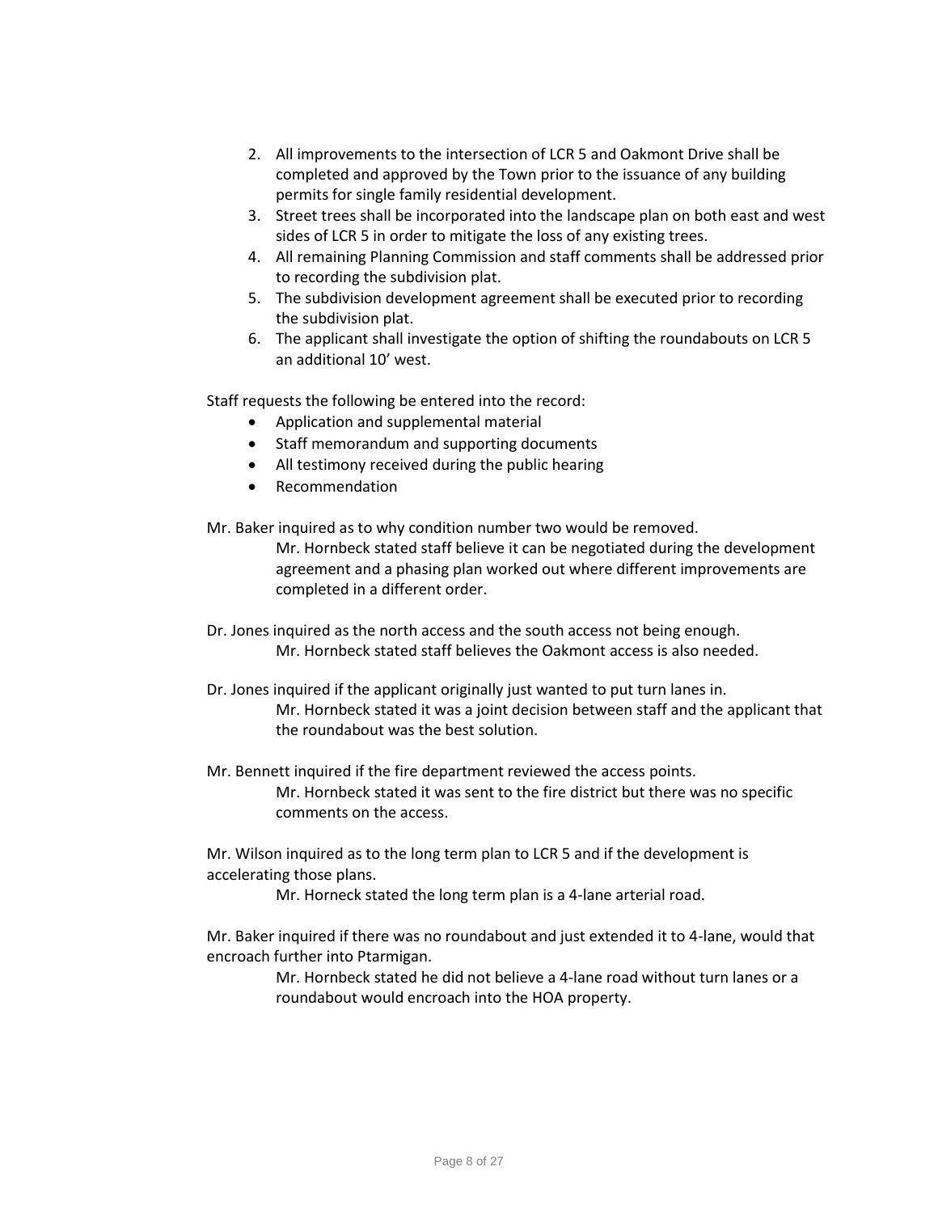2. All improvements to the intersection of LCR 5 and Oakmont Drive shall be completed and approved by the Town prior to the issuance of any building permits for single family residential development.
3. Street trees shall be incorporated into the landscape plan on both east and west sides of LCR 5 in order to mitigate the loss of any existing trees.
4. All remaining Planning Commission and staff comments shall be addressed prior to recording the subdivision plat.
5. The subdivision development agreement shall be executed prior to recording the subdivision plat.
6. The applicant shall investigate the option of shifting the roundabouts on LCR 5 an additional 10' west.

Staff requests the following be entered into the record:

- Application and supplemental material
- Staff memorandum and supporting documents
- All testimony received during the public hearing
- Recommendation

Mr. Baker inquired as to why condition number two would be removed.

> Mr. Hornbeck stated staff believe it can be negotiated during the development agreement and a phasing plan worked out where different improvements are completed in a different order.

Dr. Jones inquired as the north access and the south access not being enough.

> Mr. Hornbeck stated staff believes the Oakmont access is also needed.

Dr. Jones inquired if the applicant originally just wanted to put turn lanes in.

> Mr. Hornbeck stated it was a joint decision between staff and the applicant that the roundabout was the best solution.

Mr. Bennett inquired if the fire department reviewed the access points.

> Mr. Hornbeck stated it was sent to the fire district but there was no specific comments on the access.

Mr. Wilson inquired as to the long term plan to LCR 5 and if the development is accelerating those plans.

> Mr. Horneck stated the long term plan is a 4-lane arterial road.

Mr. Baker inquired if there was no roundabout and just extended it to 4-lane, would that encroach further into Ptarmigan.

> Mr. Hornbeck stated he did not believe a 4-lane road without turn lanes or a roundabout would encroach into the HOA property.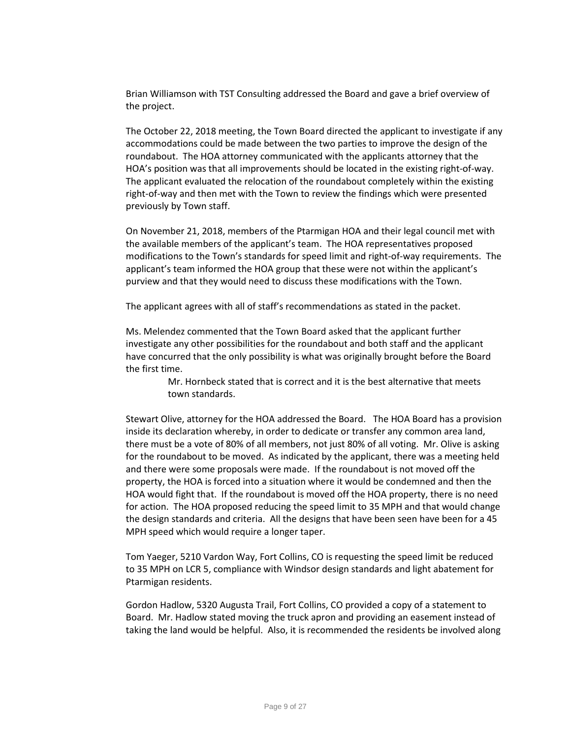Brian Williamson with TST Consulting addressed the Board and gave a brief overview of the project.

The October 22, 2018 meeting, the Town Board directed the applicant to investigate if any accommodations could be made between the two parties to improve the design of the roundabout. The HOA attorney communicated with the applicants attorney that the HOA's position was that all improvements should be located in the existing right-of-way. The applicant evaluated the relocation of the roundabout completely within the existing right-of-way and then met with the Town to review the findings which were presented previously by Town staff.

On November 21, 2018, members of the Ptarmigan HOA and their legal council met with the available members of the applicant's team. The HOA representatives proposed modifications to the Town's standards for speed limit and right-of-way requirements. The applicant's team informed the HOA group that these were not within the applicant's purview and that they would need to discuss these modifications with the Town.

The applicant agrees with all of staff's recommendations as stated in the packet.

Ms. Melendez commented that the Town Board asked that the applicant further investigate any other possibilities for the roundabout and both staff and the applicant have concurred that the only possibility is what was originally brought before the Board the first time.

> Mr. Hornbeck stated that is correct and it is the best alternative that meets town standards.

Stewart Olive, attorney for the HOA addressed the Board. The HOA Board has a provision inside its declaration whereby, in order to dedicate or transfer any common area land, there must be a vote of 80% of all members, not just 80% of all voting. Mr. Olive is asking for the roundabout to be moved. As indicated by the applicant, there was a meeting held and there were some proposals were made. If the roundabout is not moved off the property, the HOA is forced into a situation where it would be condemned and then the HOA would fight that. If the roundabout is moved off the HOA property, there is no need for action. The HOA proposed reducing the speed limit to 35 MPH and that would change the design standards and criteria. All the designs that have been seen have been for a 45 MPH speed which would require a longer taper.

Tom Yaeger, 5210 Vardon Way, Fort Collins, CO is requesting the speed limit be reduced to 35 MPH on LCR 5, compliance with Windsor design standards and light abatement for Ptarmigan residents.

Gordon Hadlow, 5320 Augusta Trail, Fort Collins, CO provided a copy of a statement to Board. Mr. Hadlow stated moving the truck apron and providing an easement instead of taking the land would be helpful. Also, it is recommended the residents be involved along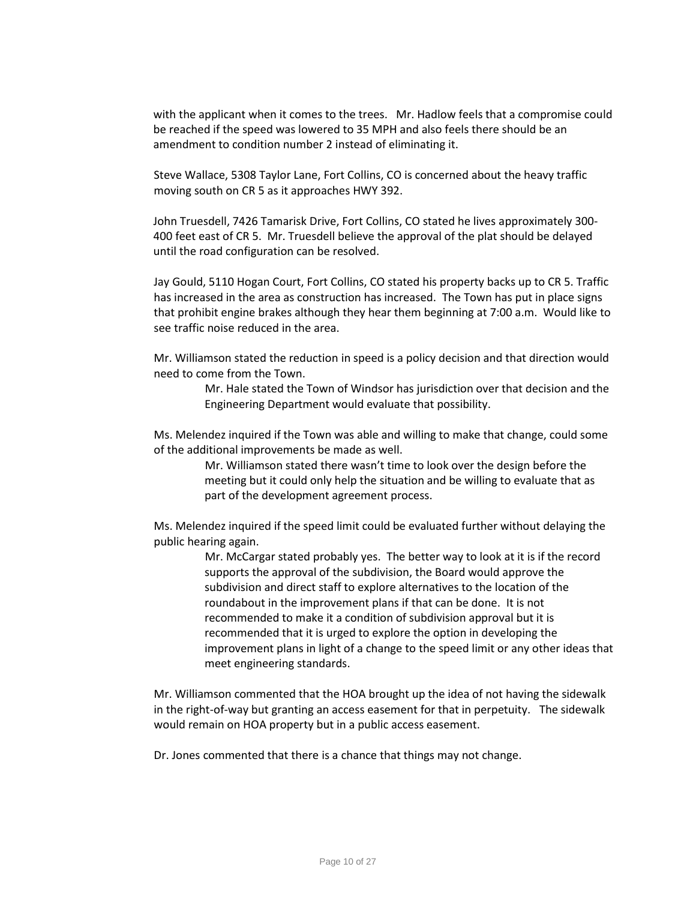with the applicant when it comes to the trees. Mr. Hadlow feels that a compromise could be reached if the speed was lowered to 35 MPH and also feels there should be an amendment to condition number 2 instead of eliminating it.

Steve Wallace, 5308 Taylor Lane, Fort Collins, CO is concerned about the heavy traffic moving south on CR 5 as it approaches HWY 392.

John Truesdell, 7426 Tamarisk Drive, Fort Collins, CO stated he lives approximately 300-400 feet east of CR 5. Mr. Truesdell believe the approval of the plat should be delayed until the road configuration can be resolved.

Jay Gould, 5110 Hogan Court, Fort Collins, CO stated his property backs up to CR 5. Traffic has increased in the area as construction has increased. The Town has put in place signs that prohibit engine brakes although they hear them beginning at 7:00 a.m. Would like to see traffic noise reduced in the area.

Mr. Williamson stated the reduction in speed is a policy decision and that direction would need to come from the Town.

> Mr. Hale stated the Town of Windsor has jurisdiction over that decision and the Engineering Department would evaluate that possibility.

Ms. Melendez inquired if the Town was able and willing to make that change, could some of the additional improvements be made as well.

> Mr. Williamson stated there wasn't time to look over the design before the meeting but it could only help the situation and be willing to evaluate that as part of the development agreement process.

Ms. Melendez inquired if the speed limit could be evaluated further without delaying the public hearing again.

> Mr. McCargar stated probably yes. The better way to look at it is if the record supports the approval of the subdivision, the Board would approve the subdivision and direct staff to explore alternatives to the location of the roundabout in the improvement plans if that can be done. It is not recommended to make it a condition of subdivision approval but it is recommended that it is urged to explore the option in developing the improvement plans in light of a change to the speed limit or any other ideas that meet engineering standards.

Mr. Williamson commented that the HOA brought up the idea of not having the sidewalk in the right-of-way but granting an access easement for that in perpetuity. The sidewalk would remain on HOA property but in a public access easement.

Dr. Jones commented that there is a chance that things may not change.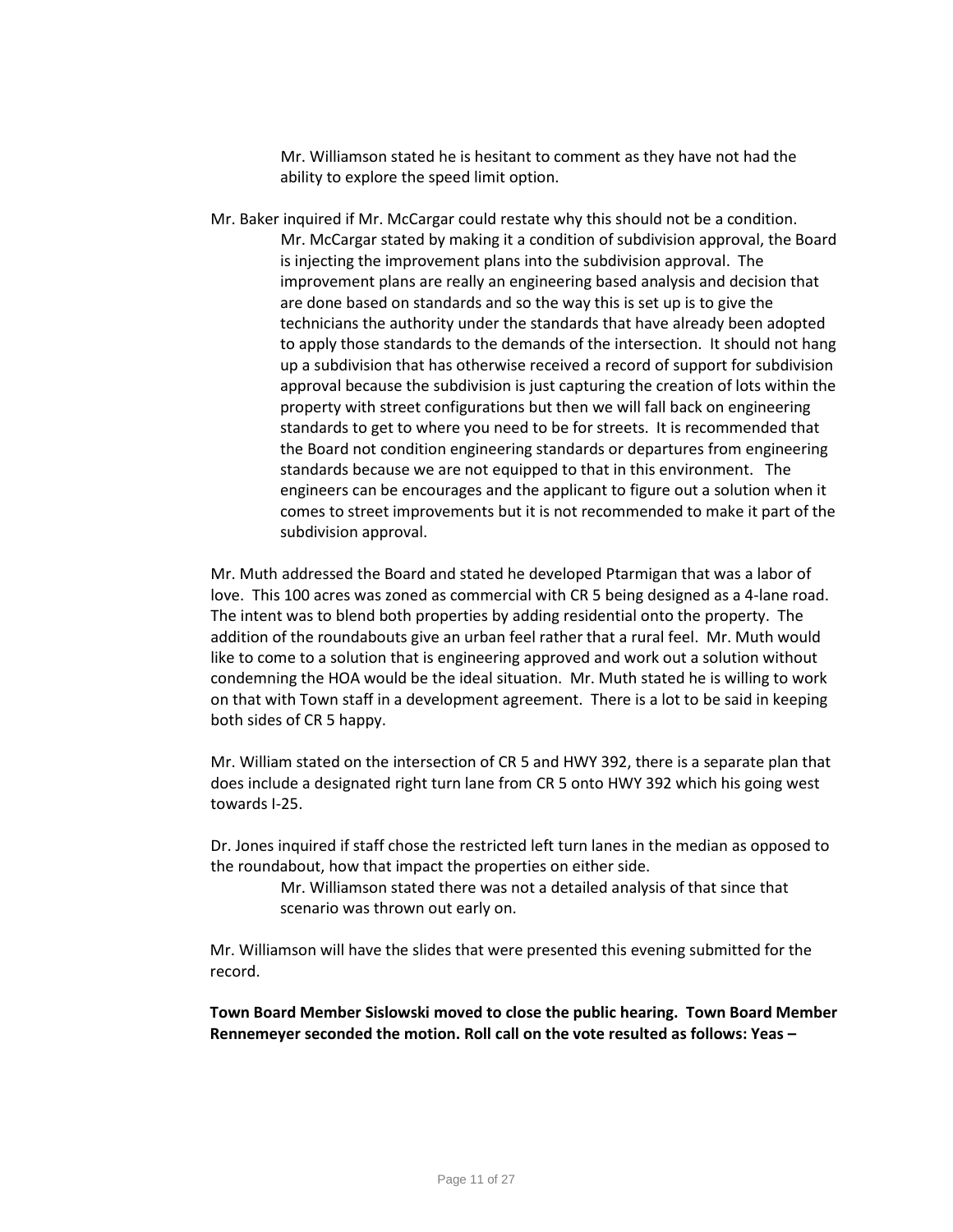Mr. Williamson stated he is hesitant to comment as they have not had the ability to explore the speed limit option.

Mr. Baker inquired if Mr. McCargar could restate why this should not be a condition.

Mr. McCargar stated by making it a condition of subdivision approval, the Board is injecting the improvement plans into the subdivision approval. The improvement plans are really an engineering based analysis and decision that are done based on standards and so the way this is set up is to give the technicians the authority under the standards that have already been adopted to apply those standards to the demands of the intersection. It should not hang up a subdivision that has otherwise received a record of support for subdivision approval because the subdivision is just capturing the creation of lots within the property with street configurations but then we will fall back on engineering standards to get to where you need to be for streets. It is recommended that the Board not condition engineering standards or departures from engineering standards because we are not equipped to that in this environment. The engineers can be encourages and the applicant to figure out a solution when it comes to street improvements but it is not recommended to make it part of the subdivision approval.

Mr. Muth addressed the Board and stated he developed Ptarmigan that was a labor of love. This 100 acres was zoned as commercial with CR 5 being designed as a 4-lane road. The intent was to blend both properties by adding residential onto the property. The addition of the roundabouts give an urban feel rather that a rural feel. Mr. Muth would like to come to a solution that is engineering approved and work out a solution without condemning the HOA would be the ideal situation. Mr. Muth stated he is willing to work on that with Town staff in a development agreement. There is a lot to be said in keeping both sides of CR 5 happy.

Mr. William stated on the intersection of CR 5 and HWY 392, there is a separate plan that does include a designated right turn lane from CR 5 onto HWY 392 which his going west towards I-25.

Dr. Jones inquired if staff chose the restricted left turn lanes in the median as opposed to the roundabout, how that impact the properties on either side.

Mr. Williamson stated there was not a detailed analysis of that since that scenario was thrown out early on.

Mr. Williamson will have the slides that were presented this evening submitted for the record.

**Town Board Member Sislowski moved to close the public hearing. Town Board Member Rennemeyer seconded the motion. Roll call on the vote resulted as follows: Yeas –**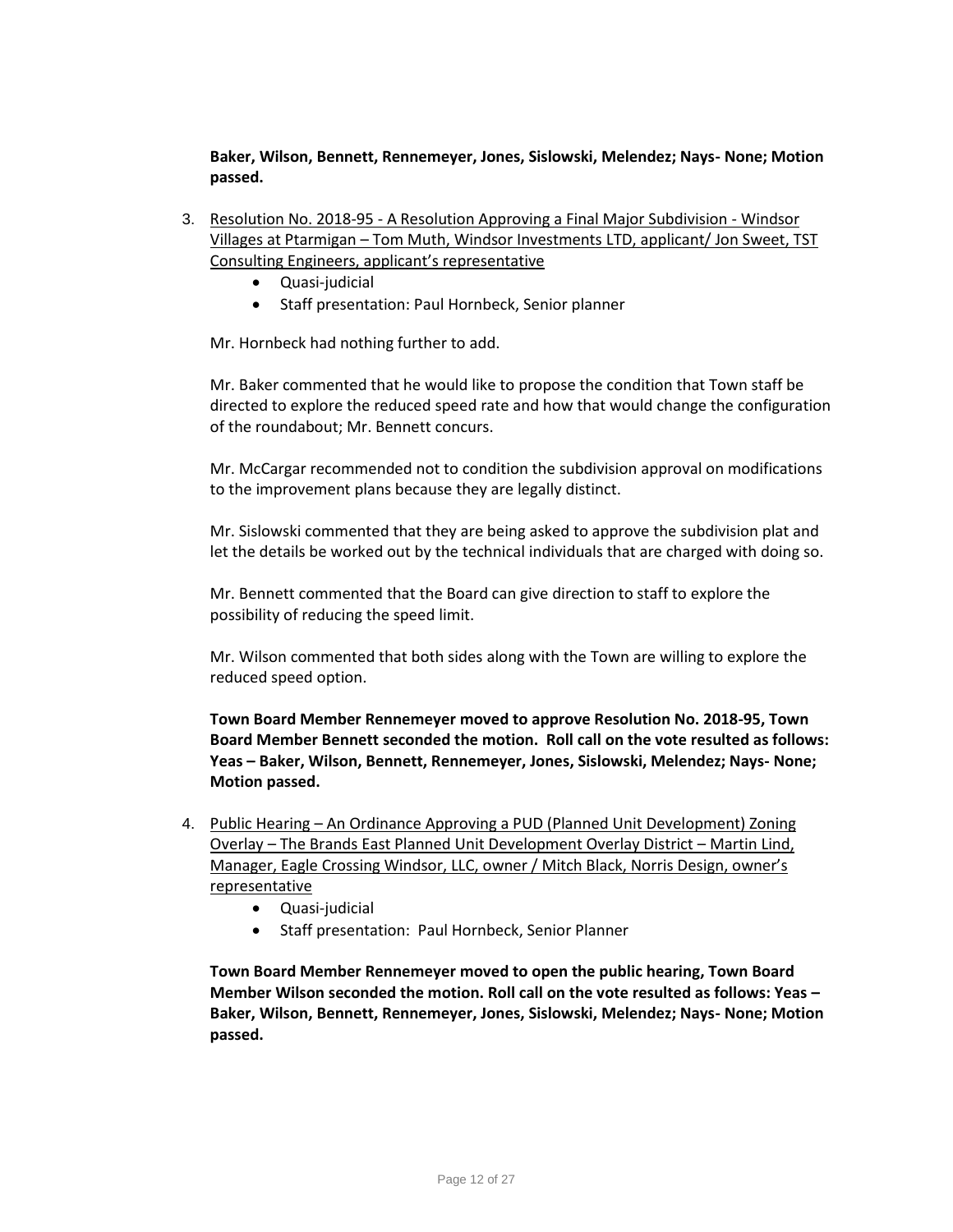**Baker, Wilson, Bennett, Rennemeyer, Jones, Sislowski, Melendez; Nays- None; Motion passed.**

3. Resolution No. 2018-95 - A Resolution Approving a Final Major Subdivision - Windsor Villages at Ptarmigan – Tom Muth, Windsor Investments LTD, applicant/ Jon Sweet, TST Consulting Engineers, applicant's representative
   - Quasi-judicial
   - Staff presentation: Paul Hornbeck, Senior planner

   Mr. Hornbeck had nothing further to add.

   Mr. Baker commented that he would like to propose the condition that Town staff be directed to explore the reduced speed rate and how that would change the configuration of the roundabout; Mr. Bennett concurs.

   Mr. McCargar recommended not to condition the subdivision approval on modifications to the improvement plans because they are legally distinct.

   Mr. Sislowski commented that they are being asked to approve the subdivision plat and let the details be worked out by the technical individuals that are charged with doing so.

   Mr. Bennett commented that the Board can give direction to staff to explore the possibility of reducing the speed limit.

   Mr. Wilson commented that both sides along with the Town are willing to explore the reduced speed option.

   **Town Board Member Rennemeyer moved to approve Resolution No. 2018-95, Town Board Member Bennett seconded the motion. Roll call on the vote resulted as follows: Yeas – Baker, Wilson, Bennett, Rennemeyer, Jones, Sislowski, Melendez; Nays- None; Motion passed.**

4. Public Hearing – An Ordinance Approving a PUD (Planned Unit Development) Zoning Overlay – The Brands East Planned Unit Development Overlay District – Martin Lind, Manager, Eagle Crossing Windsor, LLC, owner / Mitch Black, Norris Design, owner's representative
   - Quasi-judicial
   - Staff presentation: Paul Hornbeck, Senior Planner

   **Town Board Member Rennemeyer moved to open the public hearing, Town Board Member Wilson seconded the motion. Roll call on the vote resulted as follows: Yeas – Baker, Wilson, Bennett, Rennemeyer, Jones, Sislowski, Melendez; Nays- None; Motion passed.**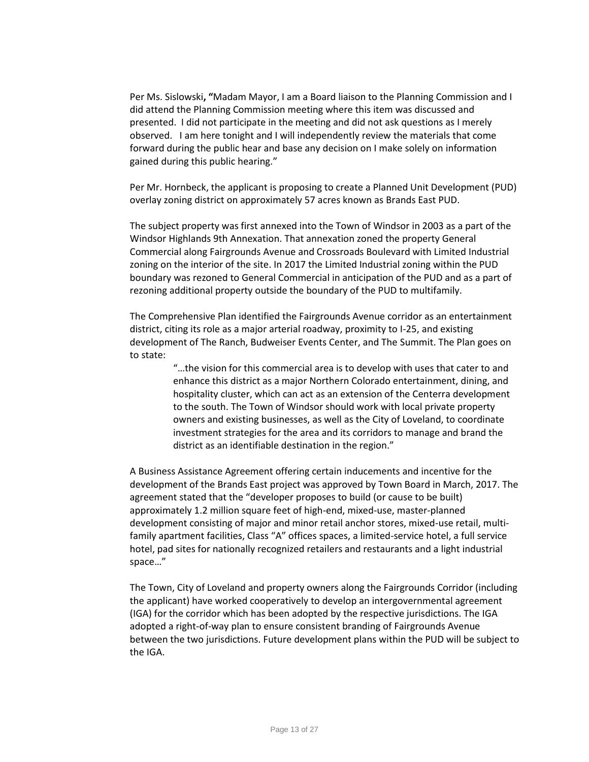Per Ms. Sislowski**, "**Madam Mayor, I am a Board liaison to the Planning Commission and I did attend the Planning Commission meeting where this item was discussed and presented. I did not participate in the meeting and did not ask questions as I merely observed. I am here tonight and I will independently review the materials that come forward during the public hear and base any decision on I make solely on information gained during this public hearing."

Per Mr. Hornbeck, the applicant is proposing to create a Planned Unit Development (PUD) overlay zoning district on approximately 57 acres known as Brands East PUD.

The subject property was first annexed into the Town of Windsor in 2003 as a part of the Windsor Highlands 9th Annexation. That annexation zoned the property General Commercial along Fairgrounds Avenue and Crossroads Boulevard with Limited Industrial zoning on the interior of the site. In 2017 the Limited Industrial zoning within the PUD boundary was rezoned to General Commercial in anticipation of the PUD and as a part of rezoning additional property outside the boundary of the PUD to multifamily.

The Comprehensive Plan identified the Fairgrounds Avenue corridor as an entertainment district, citing its role as a major arterial roadway, proximity to I-25, and existing development of The Ranch, Budweiser Events Center, and The Summit. The Plan goes on to state:

> "…the vision for this commercial area is to develop with uses that cater to and enhance this district as a major Northern Colorado entertainment, dining, and hospitality cluster, which can act as an extension of the Centerra development to the south. The Town of Windsor should work with local private property owners and existing businesses, as well as the City of Loveland, to coordinate investment strategies for the area and its corridors to manage and brand the district as an identifiable destination in the region."

A Business Assistance Agreement offering certain inducements and incentive for the development of the Brands East project was approved by Town Board in March, 2017. The agreement stated that the "developer proposes to build (or cause to be built) approximately 1.2 million square feet of high-end, mixed-use, master-planned development consisting of major and minor retail anchor stores, mixed-use retail, multi-family apartment facilities, Class "A" offices spaces, a limited-service hotel, a full service hotel, pad sites for nationally recognized retailers and restaurants and a light industrial space…"

The Town, City of Loveland and property owners along the Fairgrounds Corridor (including the applicant) have worked cooperatively to develop an intergovernmental agreement (IGA) for the corridor which has been adopted by the respective jurisdictions. The IGA adopted a right-of-way plan to ensure consistent branding of Fairgrounds Avenue between the two jurisdictions. Future development plans within the PUD will be subject to the IGA.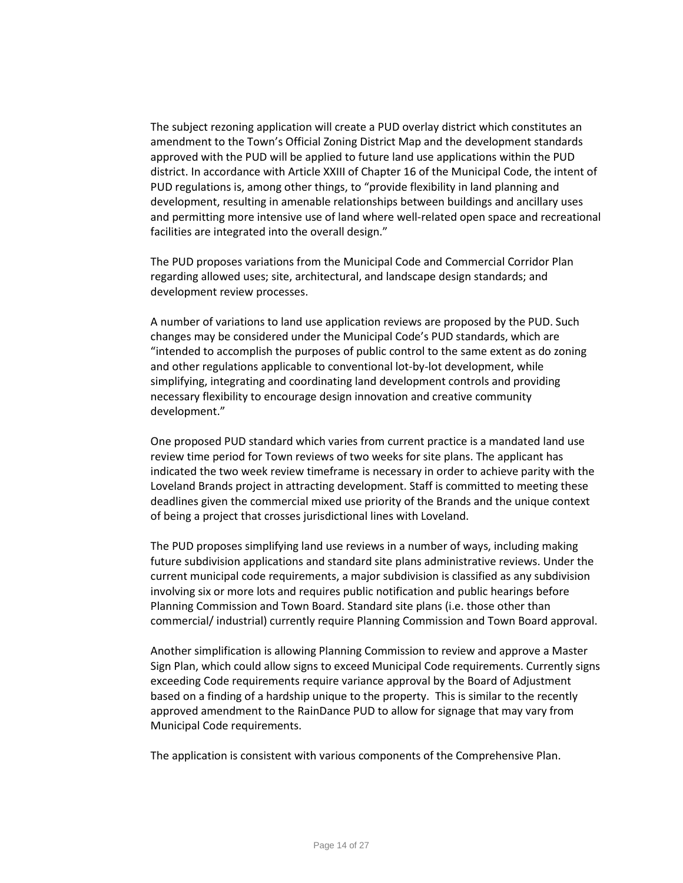The subject rezoning application will create a PUD overlay district which constitutes an amendment to the Town's Official Zoning District Map and the development standards approved with the PUD will be applied to future land use applications within the PUD district. In accordance with Article XXIII of Chapter 16 of the Municipal Code, the intent of PUD regulations is, among other things, to "provide flexibility in land planning and development, resulting in amenable relationships between buildings and ancillary uses and permitting more intensive use of land where well-related open space and recreational facilities are integrated into the overall design."

The PUD proposes variations from the Municipal Code and Commercial Corridor Plan regarding allowed uses; site, architectural, and landscape design standards; and development review processes.

A number of variations to land use application reviews are proposed by the PUD. Such changes may be considered under the Municipal Code's PUD standards, which are "intended to accomplish the purposes of public control to the same extent as do zoning and other regulations applicable to conventional lot-by-lot development, while simplifying, integrating and coordinating land development controls and providing necessary flexibility to encourage design innovation and creative community development."

One proposed PUD standard which varies from current practice is a mandated land use review time period for Town reviews of two weeks for site plans. The applicant has indicated the two week review timeframe is necessary in order to achieve parity with the Loveland Brands project in attracting development. Staff is committed to meeting these deadlines given the commercial mixed use priority of the Brands and the unique context of being a project that crosses jurisdictional lines with Loveland.

The PUD proposes simplifying land use reviews in a number of ways, including making future subdivision applications and standard site plans administrative reviews. Under the current municipal code requirements, a major subdivision is classified as any subdivision involving six or more lots and requires public notification and public hearings before Planning Commission and Town Board. Standard site plans (i.e. those other than commercial/ industrial) currently require Planning Commission and Town Board approval.

Another simplification is allowing Planning Commission to review and approve a Master Sign Plan, which could allow signs to exceed Municipal Code requirements. Currently signs exceeding Code requirements require variance approval by the Board of Adjustment based on a finding of a hardship unique to the property. This is similar to the recently approved amendment to the RainDance PUD to allow for signage that may vary from Municipal Code requirements.

The application is consistent with various components of the Comprehensive Plan.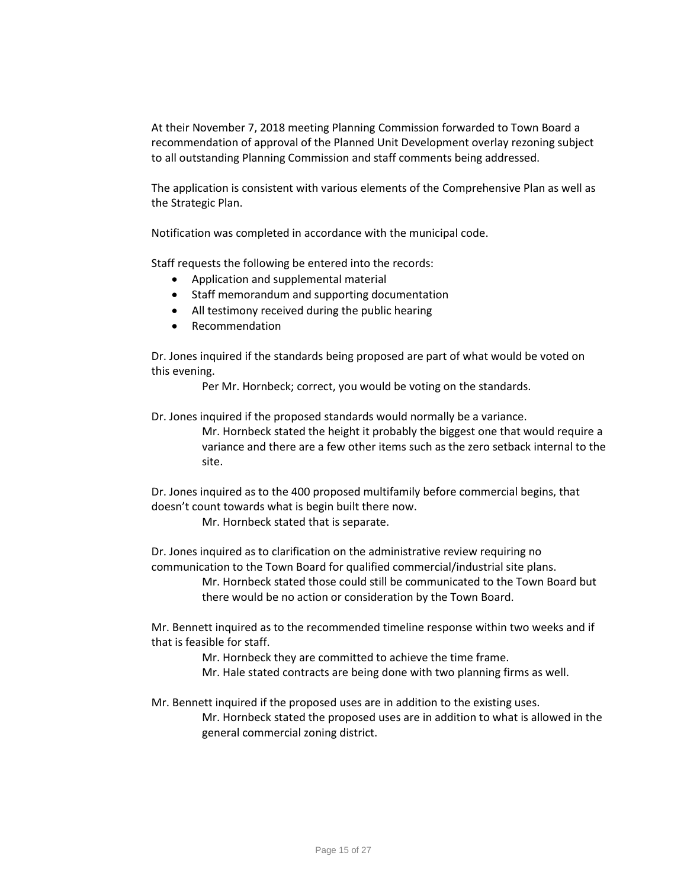At their November 7, 2018 meeting Planning Commission forwarded to Town Board a recommendation of approval of the Planned Unit Development overlay rezoning subject to all outstanding Planning Commission and staff comments being addressed.

The application is consistent with various elements of the Comprehensive Plan as well as the Strategic Plan.

Notification was completed in accordance with the municipal code.

Staff requests the following be entered into the records:

- Application and supplemental material
- Staff memorandum and supporting documentation
- All testimony received during the public hearing
- Recommendation

Dr. Jones inquired if the standards being proposed are part of what would be voted on this evening.

> Per Mr. Hornbeck; correct, you would be voting on the standards.

Dr. Jones inquired if the proposed standards would normally be a variance.

> Mr. Hornbeck stated the height it probably the biggest one that would require a variance and there are a few other items such as the zero setback internal to the site.

Dr. Jones inquired as to the 400 proposed multifamily before commercial begins, that doesn't count towards what is begin built there now.

> Mr. Hornbeck stated that is separate.

Dr. Jones inquired as to clarification on the administrative review requiring no communication to the Town Board for qualified commercial/industrial site plans.

> Mr. Hornbeck stated those could still be communicated to the Town Board but there would be no action or consideration by the Town Board.

Mr. Bennett inquired as to the recommended timeline response within two weeks and if that is feasible for staff.

> Mr. Hornbeck they are committed to achieve the time frame.
>
> Mr. Hale stated contracts are being done with two planning firms as well.

Mr. Bennett inquired if the proposed uses are in addition to the existing uses.

> Mr. Hornbeck stated the proposed uses are in addition to what is allowed in the general commercial zoning district.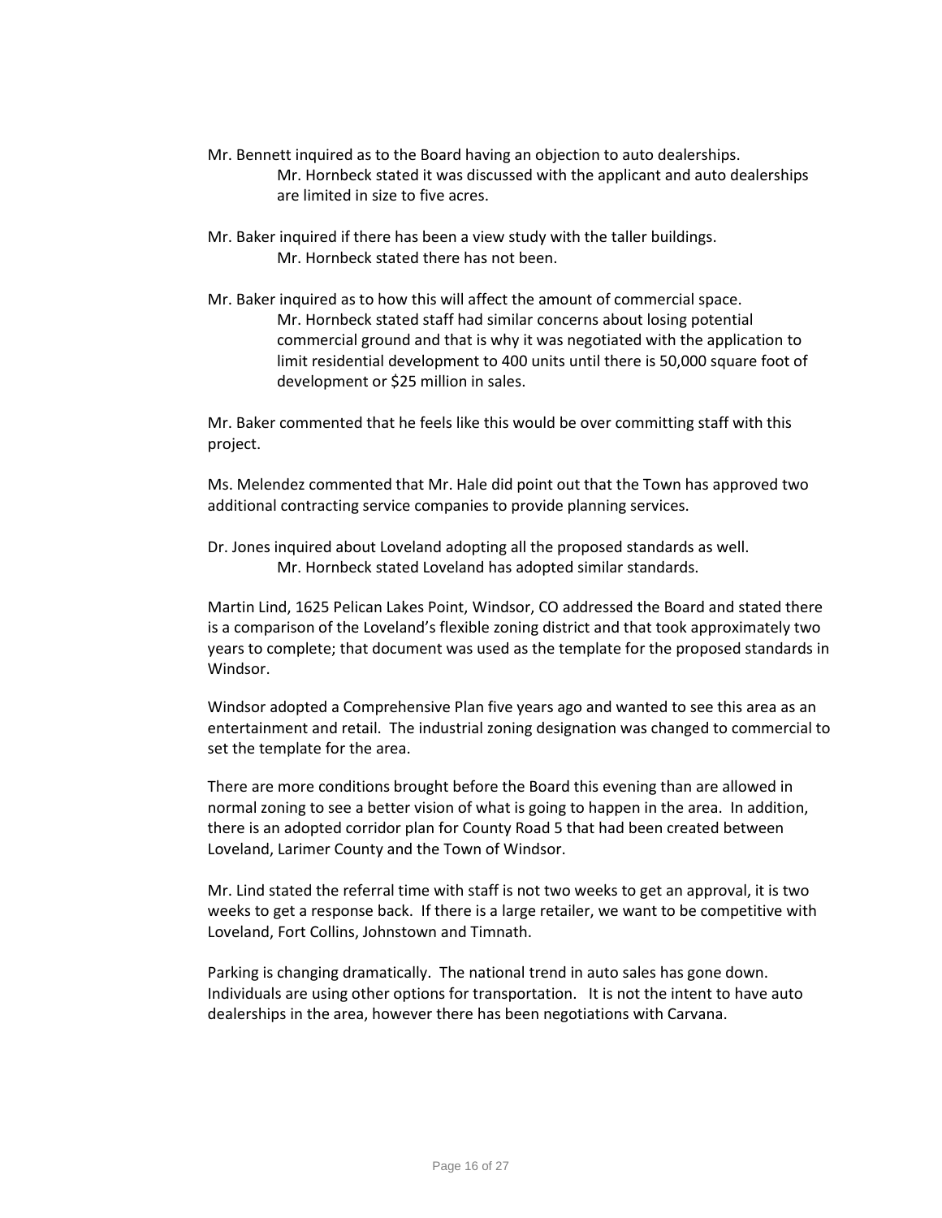Mr. Bennett inquired as to the Board having an objection to auto dealerships.

> Mr. Hornbeck stated it was discussed with the applicant and auto dealerships are limited in size to five acres.

Mr. Baker inquired if there has been a view study with the taller buildings.

> Mr. Hornbeck stated there has not been.

Mr. Baker inquired as to how this will affect the amount of commercial space.

> Mr. Hornbeck stated staff had similar concerns about losing potential commercial ground and that is why it was negotiated with the application to limit residential development to 400 units until there is 50,000 square foot of development or $25 million in sales.

Mr. Baker commented that he feels like this would be over committing staff with this project.

Ms. Melendez commented that Mr. Hale did point out that the Town has approved two additional contracting service companies to provide planning services.

Dr. Jones inquired about Loveland adopting all the proposed standards as well.

> Mr. Hornbeck stated Loveland has adopted similar standards.

Martin Lind, 1625 Pelican Lakes Point, Windsor, CO addressed the Board and stated there is a comparison of the Loveland's flexible zoning district and that took approximately two years to complete; that document was used as the template for the proposed standards in Windsor.

Windsor adopted a Comprehensive Plan five years ago and wanted to see this area as an entertainment and retail. The industrial zoning designation was changed to commercial to set the template for the area.

There are more conditions brought before the Board this evening than are allowed in normal zoning to see a better vision of what is going to happen in the area. In addition, there is an adopted corridor plan for County Road 5 that had been created between Loveland, Larimer County and the Town of Windsor.

Mr. Lind stated the referral time with staff is not two weeks to get an approval, it is two weeks to get a response back. If there is a large retailer, we want to be competitive with Loveland, Fort Collins, Johnstown and Timnath.

Parking is changing dramatically. The national trend in auto sales has gone down. Individuals are using other options for transportation. It is not the intent to have auto dealerships in the area, however there has been negotiations with Carvana.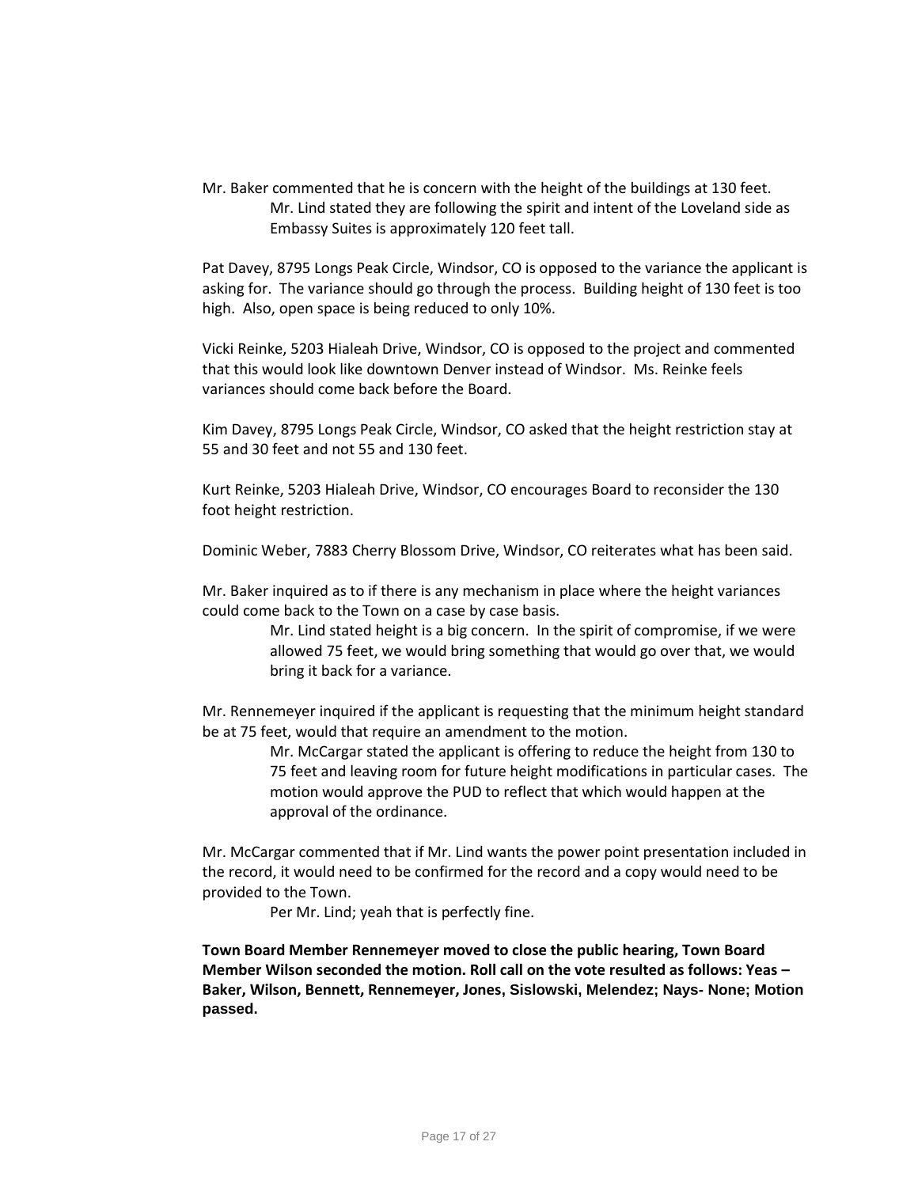Mr. Baker commented that he is concern with the height of the buildings at 130 feet.

> Mr. Lind stated they are following the spirit and intent of the Loveland side as Embassy Suites is approximately 120 feet tall.

Pat Davey, 8795 Longs Peak Circle, Windsor, CO is opposed to the variance the applicant is asking for. The variance should go through the process. Building height of 130 feet is too high. Also, open space is being reduced to only 10%.

Vicki Reinke, 5203 Hialeah Drive, Windsor, CO is opposed to the project and commented that this would look like downtown Denver instead of Windsor. Ms. Reinke feels variances should come back before the Board.

Kim Davey, 8795 Longs Peak Circle, Windsor, CO asked that the height restriction stay at 55 and 30 feet and not 55 and 130 feet.

Kurt Reinke, 5203 Hialeah Drive, Windsor, CO encourages Board to reconsider the 130 foot height restriction.

Dominic Weber, 7883 Cherry Blossom Drive, Windsor, CO reiterates what has been said.

Mr. Baker inquired as to if there is any mechanism in place where the height variances could come back to the Town on a case by case basis.

> Mr. Lind stated height is a big concern. In the spirit of compromise, if we were allowed 75 feet, we would bring something that would go over that, we would bring it back for a variance.

Mr. Rennemeyer inquired if the applicant is requesting that the minimum height standard be at 75 feet, would that require an amendment to the motion.

> Mr. McCargar stated the applicant is offering to reduce the height from 130 to 75 feet and leaving room for future height modifications in particular cases. The motion would approve the PUD to reflect that which would happen at the approval of the ordinance.

Mr. McCargar commented that if Mr. Lind wants the power point presentation included in the record, it would need to be confirmed for the record and a copy would need to be provided to the Town.

> Per Mr. Lind; yeah that is perfectly fine.

**Town Board Member Rennemeyer moved to close the public hearing, Town Board Member Wilson seconded the motion. Roll call on the vote resulted as follows: Yeas – Baker, Wilson, Bennett, Rennemeyer, Jones, Sislowski, Melendez; Nays- None; Motion passed.**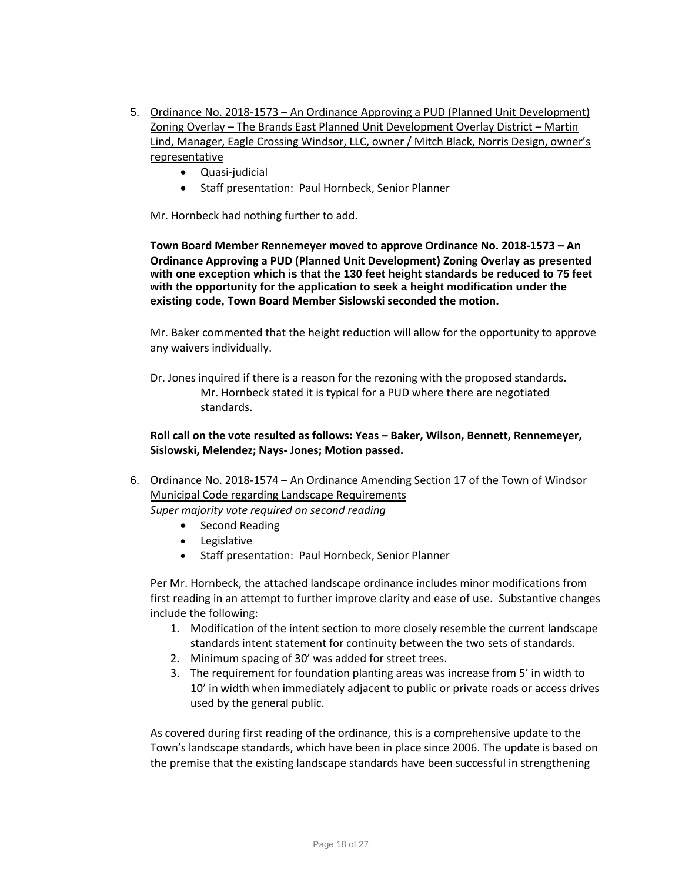5. <u>Ordinance No. 2018-1573 – An Ordinance Approving a PUD (Planned Unit Development) Zoning Overlay – The Brands East Planned Unit Development Overlay District – Martin Lind, Manager, Eagle Crossing Windsor, LLC, owner / Mitch Black, Norris Design, owner's representative</u>
   - Quasi-judicial
   - Staff presentation: Paul Hornbeck, Senior Planner

   Mr. Hornbeck had nothing further to add.

   **Town Board Member Rennemeyer moved to approve Ordinance No. 2018-1573 – An Ordinance Approving a PUD (Planned Unit Development) Zoning Overlay as presented with one exception which is that the 130 feet height standards be reduced to 75 feet with the opportunity for the application to seek a height modification under the existing code, Town Board Member Sislowski seconded the motion.**

   Mr. Baker commented that the height reduction will allow for the opportunity to approve any waivers individually.

   Dr. Jones inquired if there is a reason for the rezoning with the proposed standards.
      Mr. Hornbeck stated it is typical for a PUD where there are negotiated standards.

   **Roll call on the vote resulted as follows: Yeas – Baker, Wilson, Bennett, Rennemeyer, Sislowski, Melendez; Nays- Jones; Motion passed.**

6. <u>Ordinance No. 2018-1574 – An Ordinance Amending Section 17 of the Town of Windsor Municipal Code regarding Landscape Requirements</u>
   *Super majority vote required on second reading*
   - Second Reading
   - Legislative
   - Staff presentation: Paul Hornbeck, Senior Planner

   Per Mr. Hornbeck, the attached landscape ordinance includes minor modifications from first reading in an attempt to further improve clarity and ease of use. Substantive changes include the following:
   1. Modification of the intent section to more closely resemble the current landscape standards intent statement for continuity between the two sets of standards.
   2. Minimum spacing of 30' was added for street trees.
   3. The requirement for foundation planting areas was increase from 5' in width to 10' in width when immediately adjacent to public or private roads or access drives used by the general public.

   As covered during first reading of the ordinance, this is a comprehensive update to the Town's landscape standards, which have been in place since 2006. The update is based on the premise that the existing landscape standards have been successful in strengthening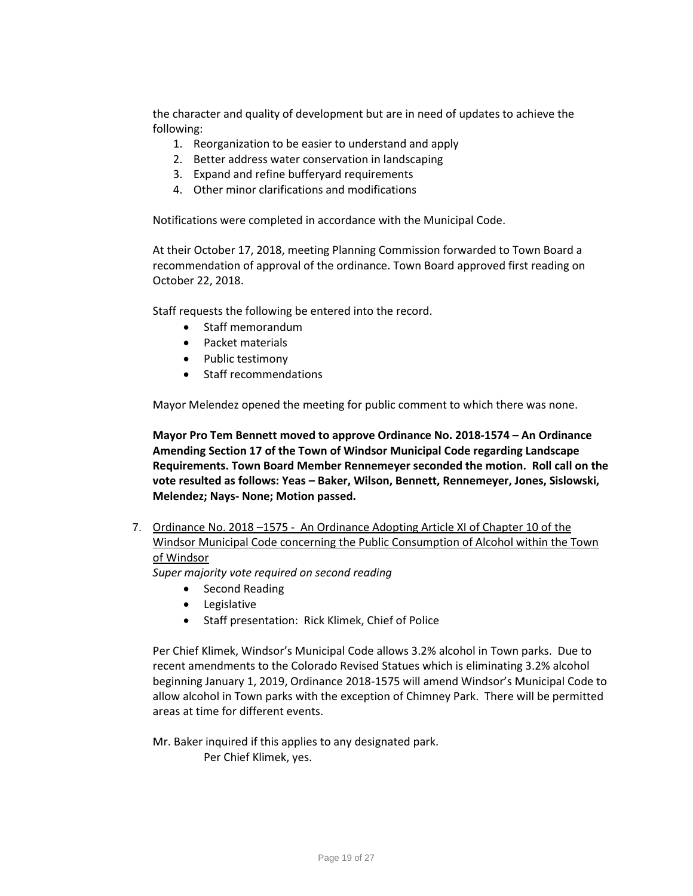the character and quality of development but are in need of updates to achieve the following:

1. Reorganization to be easier to understand and apply
2. Better address water conservation in landscaping
3. Expand and refine bufferyard requirements
4. Other minor clarifications and modifications

Notifications were completed in accordance with the Municipal Code.

At their October 17, 2018, meeting Planning Commission forwarded to Town Board a recommendation of approval of the ordinance. Town Board approved first reading on October 22, 2018.

Staff requests the following be entered into the record.

- Staff memorandum
- Packet materials
- Public testimony
- Staff recommendations

Mayor Melendez opened the meeting for public comment to which there was none.

**Mayor Pro Tem Bennett moved to approve Ordinance No. 2018-1574 – An Ordinance Amending Section 17 of the Town of Windsor Municipal Code regarding Landscape Requirements. Town Board Member Rennemeyer seconded the motion. Roll call on the vote resulted as follows: Yeas – Baker, Wilson, Bennett, Rennemeyer, Jones, Sislowski, Melendez; Nays- None; Motion passed.**

7. Ordinance No. 2018 –1575 - An Ordinance Adopting Article XI of Chapter 10 of the Windsor Municipal Code concerning the Public Consumption of Alcohol within the Town of Windsor

   *Super majority vote required on second reading*

   - Second Reading
   - Legislative
   - Staff presentation: Rick Klimek, Chief of Police

   Per Chief Klimek, Windsor's Municipal Code allows 3.2% alcohol in Town parks. Due to recent amendments to the Colorado Revised Statues which is eliminating 3.2% alcohol beginning January 1, 2019, Ordinance 2018-1575 will amend Windsor's Municipal Code to allow alcohol in Town parks with the exception of Chimney Park. There will be permitted areas at time for different events.

   Mr. Baker inquired if this applies to any designated park.

   Per Chief Klimek, yes.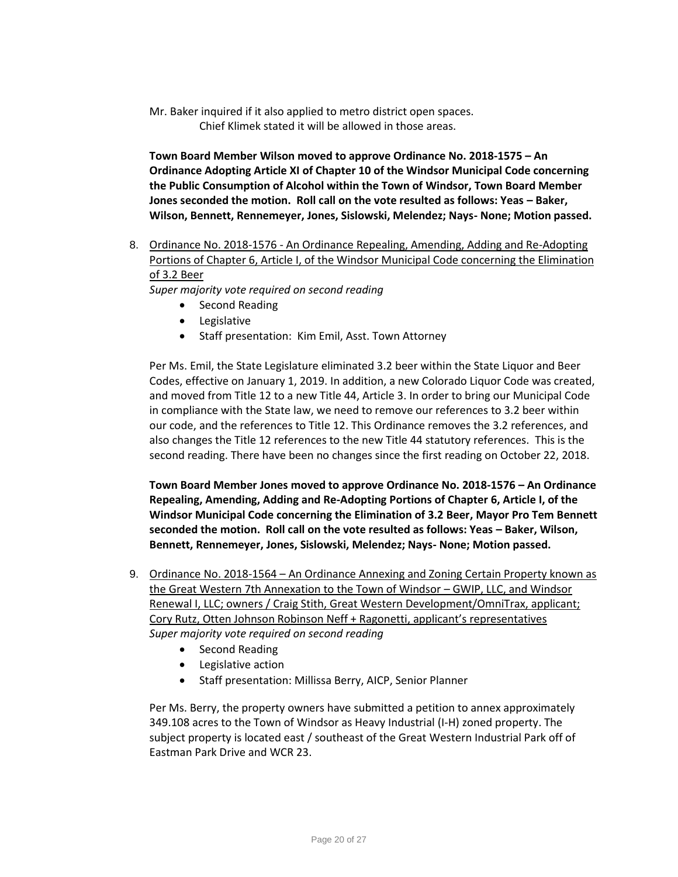Mr. Baker inquired if it also applied to metro district open spaces.
    Chief Klimek stated it will be allowed in those areas.

**Town Board Member Wilson moved to approve Ordinance No. 2018-1575 – An Ordinance Adopting Article XI of Chapter 10 of the Windsor Municipal Code concerning the Public Consumption of Alcohol within the Town of Windsor, Town Board Member Jones seconded the motion. Roll call on the vote resulted as follows: Yeas – Baker, Wilson, Bennett, Rennemeyer, Jones, Sislowski, Melendez; Nays- None; Motion passed.**

8. Ordinance No. 2018-1576 - An Ordinance Repealing, Amending, Adding and Re-Adopting Portions of Chapter 6, Article I, of the Windsor Municipal Code concerning the Elimination of 3.2 Beer
   *Super majority vote required on second reading*
   - Second Reading
   - Legislative
   - Staff presentation: Kim Emil, Asst. Town Attorney

   Per Ms. Emil, the State Legislature eliminated 3.2 beer within the State Liquor and Beer Codes, effective on January 1, 2019. In addition, a new Colorado Liquor Code was created, and moved from Title 12 to a new Title 44, Article 3. In order to bring our Municipal Code in compliance with the State law, we need to remove our references to 3.2 beer within our code, and the references to Title 12. This Ordinance removes the 3.2 references, and also changes the Title 12 references to the new Title 44 statutory references. This is the second reading. There have been no changes since the first reading on October 22, 2018.

   **Town Board Member Jones moved to approve Ordinance No. 2018-1576 – An Ordinance Repealing, Amending, Adding and Re-Adopting Portions of Chapter 6, Article I, of the Windsor Municipal Code concerning the Elimination of 3.2 Beer, Mayor Pro Tem Bennett seconded the motion. Roll call on the vote resulted as follows: Yeas – Baker, Wilson, Bennett, Rennemeyer, Jones, Sislowski, Melendez; Nays- None; Motion passed.**

9. Ordinance No. 2018-1564 – An Ordinance Annexing and Zoning Certain Property known as the Great Western 7th Annexation to the Town of Windsor – GWIP, LLC, and Windsor Renewal I, LLC; owners / Craig Stith, Great Western Development/OmniTrax, applicant; Cory Rutz, Otten Johnson Robinson Neff + Ragonetti, applicant's representatives
   *Super majority vote required on second reading*
   - Second Reading
   - Legislative action
   - Staff presentation: Millissa Berry, AICP, Senior Planner

   Per Ms. Berry, the property owners have submitted a petition to annex approximately 349.108 acres to the Town of Windsor as Heavy Industrial (I-H) zoned property. The subject property is located east / southeast of the Great Western Industrial Park off of Eastman Park Drive and WCR 23.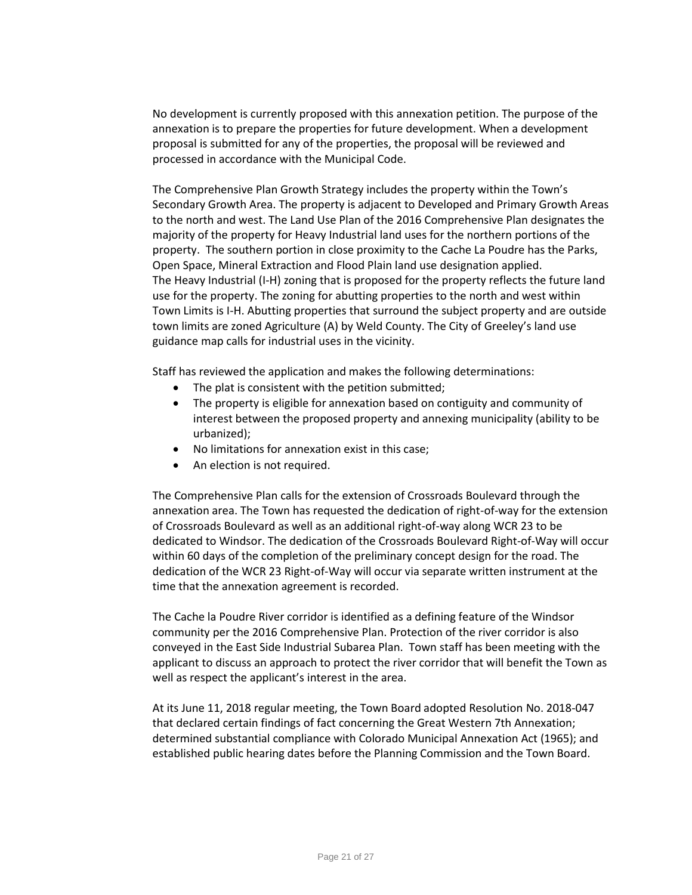No development is currently proposed with this annexation petition. The purpose of the annexation is to prepare the properties for future development. When a development proposal is submitted for any of the properties, the proposal will be reviewed and processed in accordance with the Municipal Code.

The Comprehensive Plan Growth Strategy includes the property within the Town's Secondary Growth Area. The property is adjacent to Developed and Primary Growth Areas to the north and west. The Land Use Plan of the 2016 Comprehensive Plan designates the majority of the property for Heavy Industrial land uses for the northern portions of the property. The southern portion in close proximity to the Cache La Poudre has the Parks, Open Space, Mineral Extraction and Flood Plain land use designation applied. The Heavy Industrial (I-H) zoning that is proposed for the property reflects the future land use for the property. The zoning for abutting properties to the north and west within Town Limits is I-H. Abutting properties that surround the subject property and are outside town limits are zoned Agriculture (A) by Weld County. The City of Greeley's land use guidance map calls for industrial uses in the vicinity.

Staff has reviewed the application and makes the following determinations:

- The plat is consistent with the petition submitted;
- The property is eligible for annexation based on contiguity and community of interest between the proposed property and annexing municipality (ability to be urbanized);
- No limitations for annexation exist in this case;
- An election is not required.

The Comprehensive Plan calls for the extension of Crossroads Boulevard through the annexation area. The Town has requested the dedication of right-of-way for the extension of Crossroads Boulevard as well as an additional right-of-way along WCR 23 to be dedicated to Windsor. The dedication of the Crossroads Boulevard Right-of-Way will occur within 60 days of the completion of the preliminary concept design for the road. The dedication of the WCR 23 Right-of-Way will occur via separate written instrument at the time that the annexation agreement is recorded.

The Cache la Poudre River corridor is identified as a defining feature of the Windsor community per the 2016 Comprehensive Plan. Protection of the river corridor is also conveyed in the East Side Industrial Subarea Plan. Town staff has been meeting with the applicant to discuss an approach to protect the river corridor that will benefit the Town as well as respect the applicant's interest in the area.

At its June 11, 2018 regular meeting, the Town Board adopted Resolution No. 2018-047 that declared certain findings of fact concerning the Great Western 7th Annexation; determined substantial compliance with Colorado Municipal Annexation Act (1965); and established public hearing dates before the Planning Commission and the Town Board.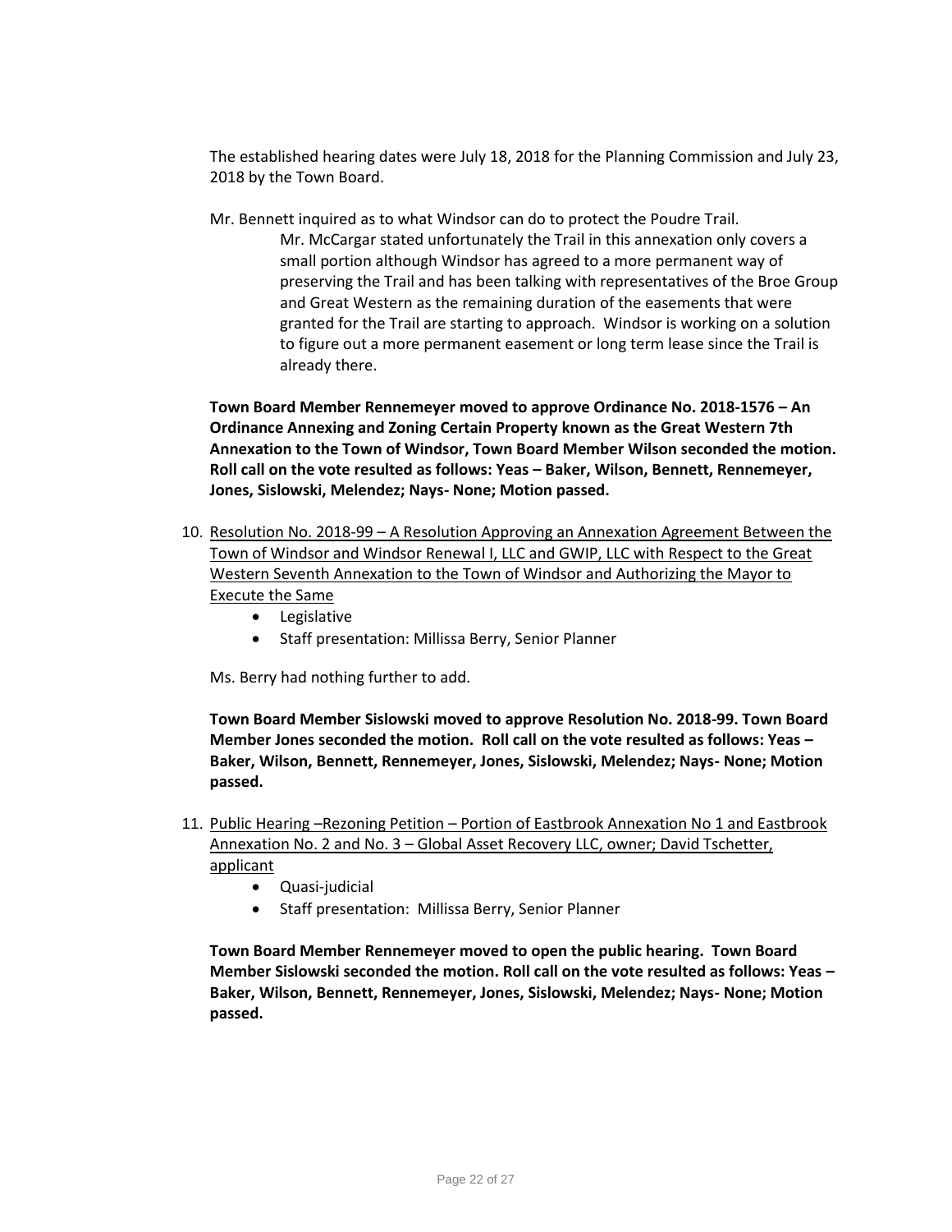The established hearing dates were July 18, 2018 for the Planning Commission and July 23, 2018 by the Town Board.

Mr. Bennett inquired as to what Windsor can do to protect the Poudre Trail.

> Mr. McCargar stated unfortunately the Trail in this annexation only covers a small portion although Windsor has agreed to a more permanent way of preserving the Trail and has been talking with representatives of the Broe Group and Great Western as the remaining duration of the easements that were granted for the Trail are starting to approach. Windsor is working on a solution to figure out a more permanent easement or long term lease since the Trail is already there.

**Town Board Member Rennemeyer moved to approve Ordinance No. 2018-1576 – An Ordinance Annexing and Zoning Certain Property known as the Great Western 7th Annexation to the Town of Windsor, Town Board Member Wilson seconded the motion. Roll call on the vote resulted as follows: Yeas – Baker, Wilson, Bennett, Rennemeyer, Jones, Sislowski, Melendez; Nays- None; Motion passed.**

10. <u>Resolution No. 2018-99 – A Resolution Approving an Annexation Agreement Between the Town of Windsor and Windsor Renewal I, LLC and GWIP, LLC with Respect to the Great Western Seventh Annexation to the Town of Windsor and Authorizing the Mayor to Execute the Same</u>
    - Legislative
    - Staff presentation: Millissa Berry, Senior Planner

    Ms. Berry had nothing further to add.

    **Town Board Member Sislowski moved to approve Resolution No. 2018-99. Town Board Member Jones seconded the motion. Roll call on the vote resulted as follows: Yeas – Baker, Wilson, Bennett, Rennemeyer, Jones, Sislowski, Melendez; Nays- None; Motion passed.**

11. <u>Public Hearing –Rezoning Petition – Portion of Eastbrook Annexation No 1 and Eastbrook Annexation No. 2 and No. 3 – Global Asset Recovery LLC, owner; David Tschetter, applicant</u>
    - Quasi-judicial
    - Staff presentation: Millissa Berry, Senior Planner

    **Town Board Member Rennemeyer moved to open the public hearing. Town Board Member Sislowski seconded the motion. Roll call on the vote resulted as follows: Yeas – Baker, Wilson, Bennett, Rennemeyer, Jones, Sislowski, Melendez; Nays- None; Motion passed.**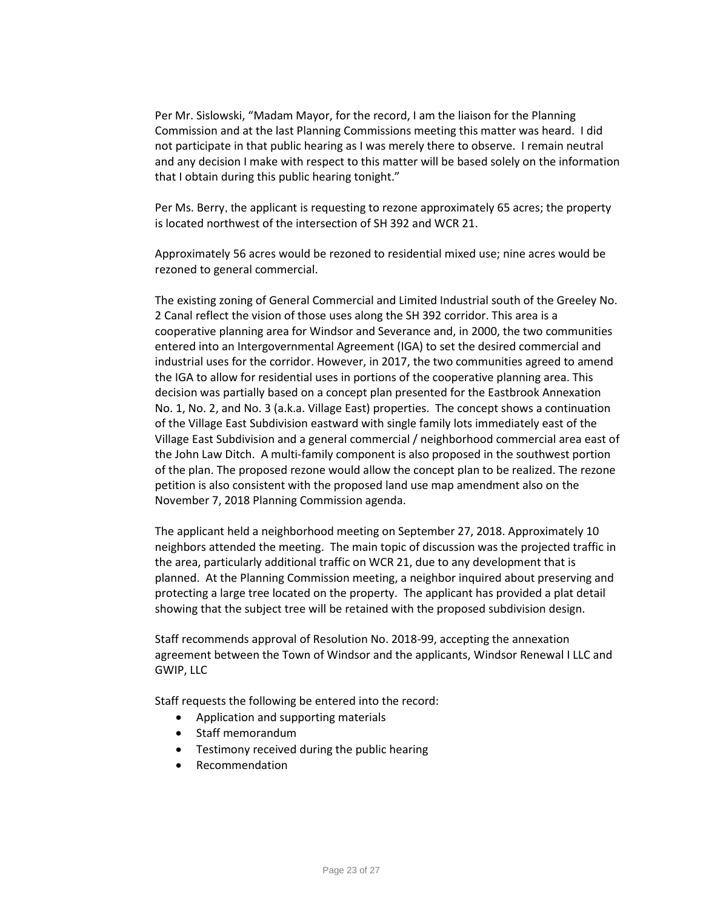Per Mr. Sislowski, "Madam Mayor, for the record, I am the liaison for the Planning Commission and at the last Planning Commissions meeting this matter was heard. I did not participate in that public hearing as I was merely there to observe. I remain neutral and any decision I make with respect to this matter will be based solely on the information that I obtain during this public hearing tonight."

Per Ms. Berry, the applicant is requesting to rezone approximately 65 acres; the property is located northwest of the intersection of SH 392 and WCR 21.

Approximately 56 acres would be rezoned to residential mixed use; nine acres would be rezoned to general commercial.

The existing zoning of General Commercial and Limited Industrial south of the Greeley No. 2 Canal reflect the vision of those uses along the SH 392 corridor. This area is a cooperative planning area for Windsor and Severance and, in 2000, the two communities entered into an Intergovernmental Agreement (IGA) to set the desired commercial and industrial uses for the corridor. However, in 2017, the two communities agreed to amend the IGA to allow for residential uses in portions of the cooperative planning area. This decision was partially based on a concept plan presented for the Eastbrook Annexation No. 1, No. 2, and No. 3 (a.k.a. Village East) properties. The concept shows a continuation of the Village East Subdivision eastward with single family lots immediately east of the Village East Subdivision and a general commercial / neighborhood commercial area east of the John Law Ditch. A multi-family component is also proposed in the southwest portion of the plan. The proposed rezone would allow the concept plan to be realized. The rezone petition is also consistent with the proposed land use map amendment also on the November 7, 2018 Planning Commission agenda.

The applicant held a neighborhood meeting on September 27, 2018. Approximately 10 neighbors attended the meeting. The main topic of discussion was the projected traffic in the area, particularly additional traffic on WCR 21, due to any development that is planned. At the Planning Commission meeting, a neighbor inquired about preserving and protecting a large tree located on the property. The applicant has provided a plat detail showing that the subject tree will be retained with the proposed subdivision design.

Staff recommends approval of Resolution No. 2018-99, accepting the annexation agreement between the Town of Windsor and the applicants, Windsor Renewal I LLC and GWIP, LLC

Staff requests the following be entered into the record:

- Application and supporting materials
- Staff memorandum
- Testimony received during the public hearing
- Recommendation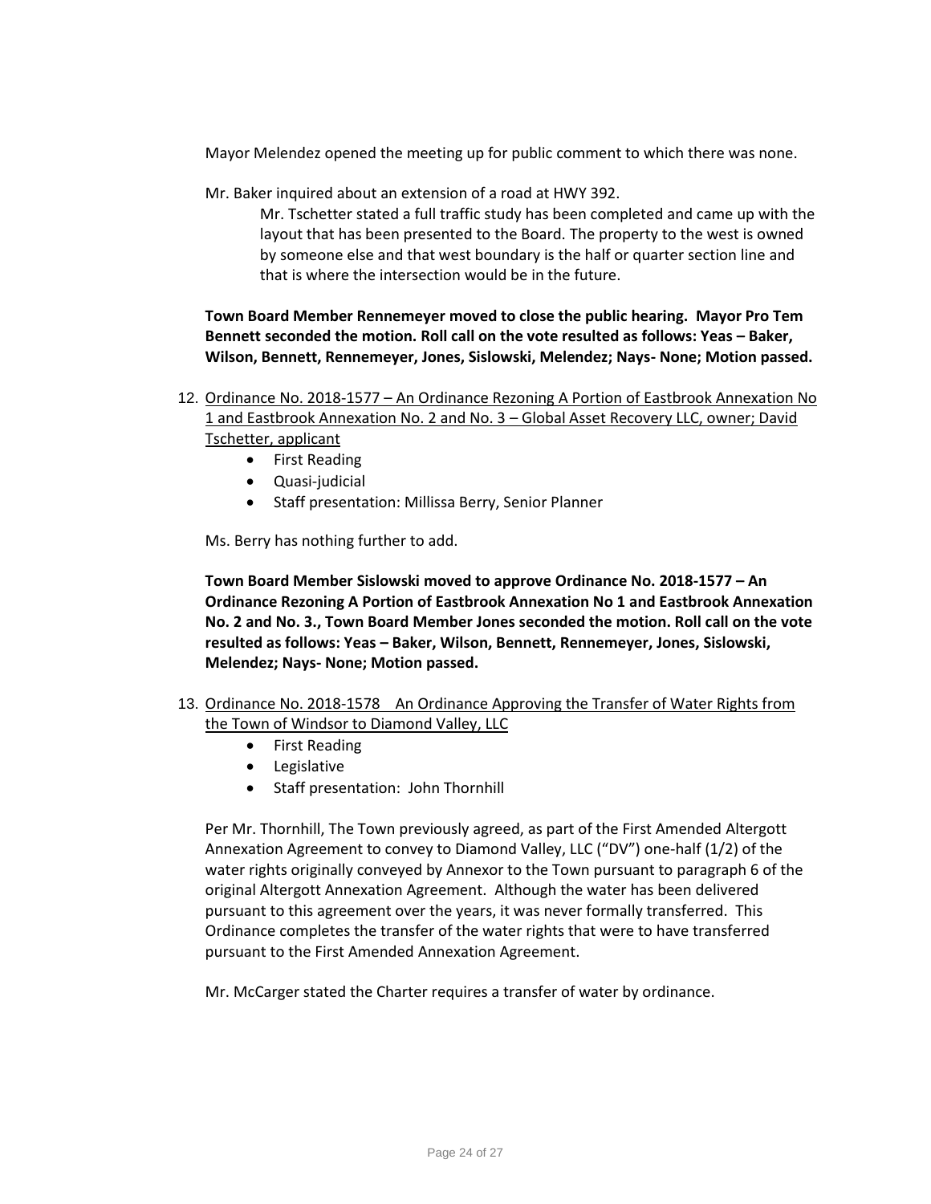Mayor Melendez opened the meeting up for public comment to which there was none.

Mr. Baker inquired about an extension of a road at HWY 392.

> Mr. Tschetter stated a full traffic study has been completed and came up with the layout that has been presented to the Board. The property to the west is owned by someone else and that west boundary is the half or quarter section line and that is where the intersection would be in the future.

**Town Board Member Rennemeyer moved to close the public hearing. Mayor Pro Tem Bennett seconded the motion. Roll call on the vote resulted as follows: Yeas – Baker, Wilson, Bennett, Rennemeyer, Jones, Sislowski, Melendez; Nays- None; Motion passed.**

12. Ordinance No. 2018-1577 – An Ordinance Rezoning A Portion of Eastbrook Annexation No 1 and Eastbrook Annexation No. 2 and No. 3 – Global Asset Recovery LLC, owner; David Tschetter, applicant
    - First Reading
    - Quasi-judicial
    - Staff presentation: Millissa Berry, Senior Planner

    Ms. Berry has nothing further to add.

    **Town Board Member Sislowski moved to approve Ordinance No. 2018-1577 – An Ordinance Rezoning A Portion of Eastbrook Annexation No 1 and Eastbrook Annexation No. 2 and No. 3., Town Board Member Jones seconded the motion. Roll call on the vote resulted as follows: Yeas – Baker, Wilson, Bennett, Rennemeyer, Jones, Sislowski, Melendez; Nays- None; Motion passed.**

13. Ordinance No. 2018-1578 An Ordinance Approving the Transfer of Water Rights from the Town of Windsor to Diamond Valley, LLC
    - First Reading
    - Legislative
    - Staff presentation: John Thornhill

    Per Mr. Thornhill, The Town previously agreed, as part of the First Amended Altergott Annexation Agreement to convey to Diamond Valley, LLC ("DV") one-half (1/2) of the water rights originally conveyed by Annexor to the Town pursuant to paragraph 6 of the original Altergott Annexation Agreement. Although the water has been delivered pursuant to this agreement over the years, it was never formally transferred. This Ordinance completes the transfer of the water rights that were to have transferred pursuant to the First Amended Annexation Agreement.

    Mr. McCarger stated the Charter requires a transfer of water by ordinance.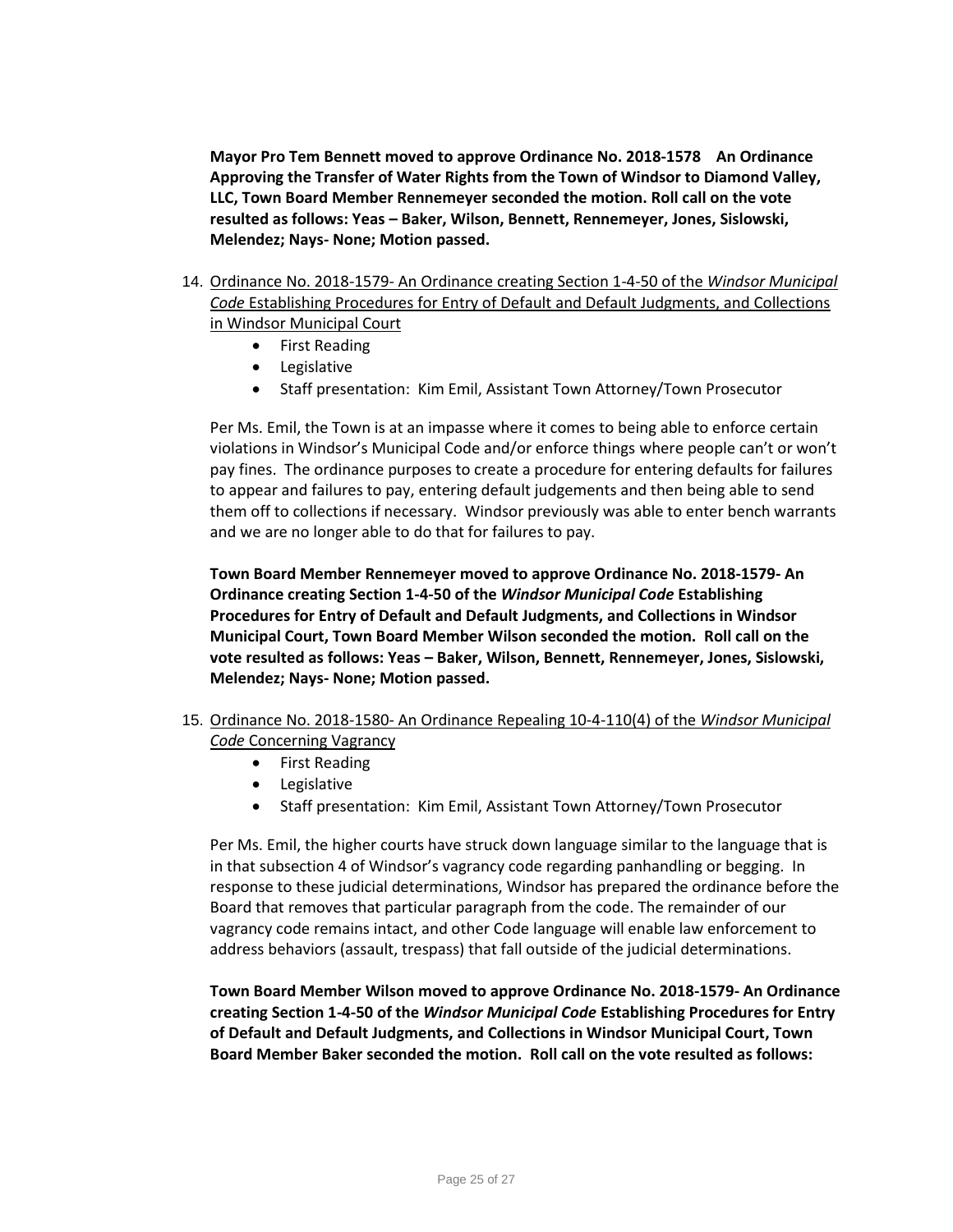**Mayor Pro Tem Bennett moved to approve Ordinance No. 2018-1578 An Ordinance Approving the Transfer of Water Rights from the Town of Windsor to Diamond Valley, LLC, Town Board Member Rennemeyer seconded the motion. Roll call on the vote resulted as follows: Yeas – Baker, Wilson, Bennett, Rennemeyer, Jones, Sislowski, Melendez; Nays- None; Motion passed.**

14. Ordinance No. 2018-1579- An Ordinance creating Section 1-4-50 of the *Windsor Municipal Code* Establishing Procedures for Entry of Default and Default Judgments, and Collections in Windsor Municipal Court
    - First Reading
    - Legislative
    - Staff presentation: Kim Emil, Assistant Town Attorney/Town Prosecutor

    Per Ms. Emil, the Town is at an impasse where it comes to being able to enforce certain violations in Windsor's Municipal Code and/or enforce things where people can't or won't pay fines. The ordinance purposes to create a procedure for entering defaults for failures to appear and failures to pay, entering default judgements and then being able to send them off to collections if necessary. Windsor previously was able to enter bench warrants and we are no longer able to do that for failures to pay.

    **Town Board Member Rennemeyer moved to approve Ordinance No. 2018-1579- An Ordinance creating Section 1-4-50 of the *Windsor Municipal Code* Establishing Procedures for Entry of Default and Default Judgments, and Collections in Windsor Municipal Court, Town Board Member Wilson seconded the motion. Roll call on the vote resulted as follows: Yeas – Baker, Wilson, Bennett, Rennemeyer, Jones, Sislowski, Melendez; Nays- None; Motion passed.**

15. Ordinance No. 2018-1580- An Ordinance Repealing 10-4-110(4) of the *Windsor Municipal Code* Concerning Vagrancy
    - First Reading
    - Legislative
    - Staff presentation: Kim Emil, Assistant Town Attorney/Town Prosecutor

    Per Ms. Emil, the higher courts have struck down language similar to the language that is in that subsection 4 of Windsor's vagrancy code regarding panhandling or begging. In response to these judicial determinations, Windsor has prepared the ordinance before the Board that removes that particular paragraph from the code. The remainder of our vagrancy code remains intact, and other Code language will enable law enforcement to address behaviors (assault, trespass) that fall outside of the judicial determinations.

    **Town Board Member Wilson moved to approve Ordinance No. 2018-1579- An Ordinance creating Section 1-4-50 of the *Windsor Municipal Code* Establishing Procedures for Entry of Default and Default Judgments, and Collections in Windsor Municipal Court, Town Board Member Baker seconded the motion. Roll call on the vote resulted as follows:**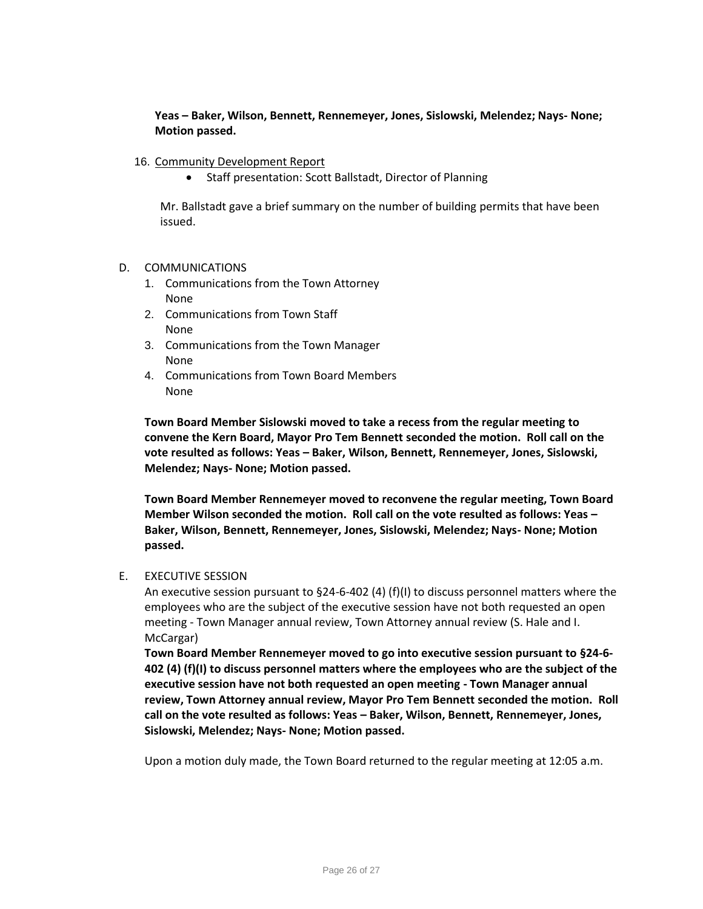**Yeas – Baker, Wilson, Bennett, Rennemeyer, Jones, Sislowski, Melendez; Nays- None; Motion passed.**

16. Community Development Report
    - Staff presentation: Scott Ballstadt, Director of Planning

    Mr. Ballstadt gave a brief summary on the number of building permits that have been issued.

D. COMMUNICATIONS
   1. Communications from the Town Attorney
      None
   2. Communications from Town Staff
      None
   3. Communications from the Town Manager
      None
   4. Communications from Town Board Members
      None

   **Town Board Member Sislowski moved to take a recess from the regular meeting to convene the Kern Board, Mayor Pro Tem Bennett seconded the motion. Roll call on the vote resulted as follows: Yeas – Baker, Wilson, Bennett, Rennemeyer, Jones, Sislowski, Melendez; Nays- None; Motion passed.**

   **Town Board Member Rennemeyer moved to reconvene the regular meeting, Town Board Member Wilson seconded the motion. Roll call on the vote resulted as follows: Yeas – Baker, Wilson, Bennett, Rennemeyer, Jones, Sislowski, Melendez; Nays- None; Motion passed.**

E. EXECUTIVE SESSION

   An executive session pursuant to §24-6-402 (4) (f)(I) to discuss personnel matters where the employees who are the subject of the executive session have not both requested an open meeting - Town Manager annual review, Town Attorney annual review (S. Hale and I. McCargar)

   **Town Board Member Rennemeyer moved to go into executive session pursuant to §24-6-402 (4) (f)(I) to discuss personnel matters where the employees who are the subject of the executive session have not both requested an open meeting - Town Manager annual review, Town Attorney annual review, Mayor Pro Tem Bennett seconded the motion. Roll call on the vote resulted as follows: Yeas – Baker, Wilson, Bennett, Rennemeyer, Jones, Sislowski, Melendez; Nays- None; Motion passed.**

   Upon a motion duly made, the Town Board returned to the regular meeting at 12:05 a.m.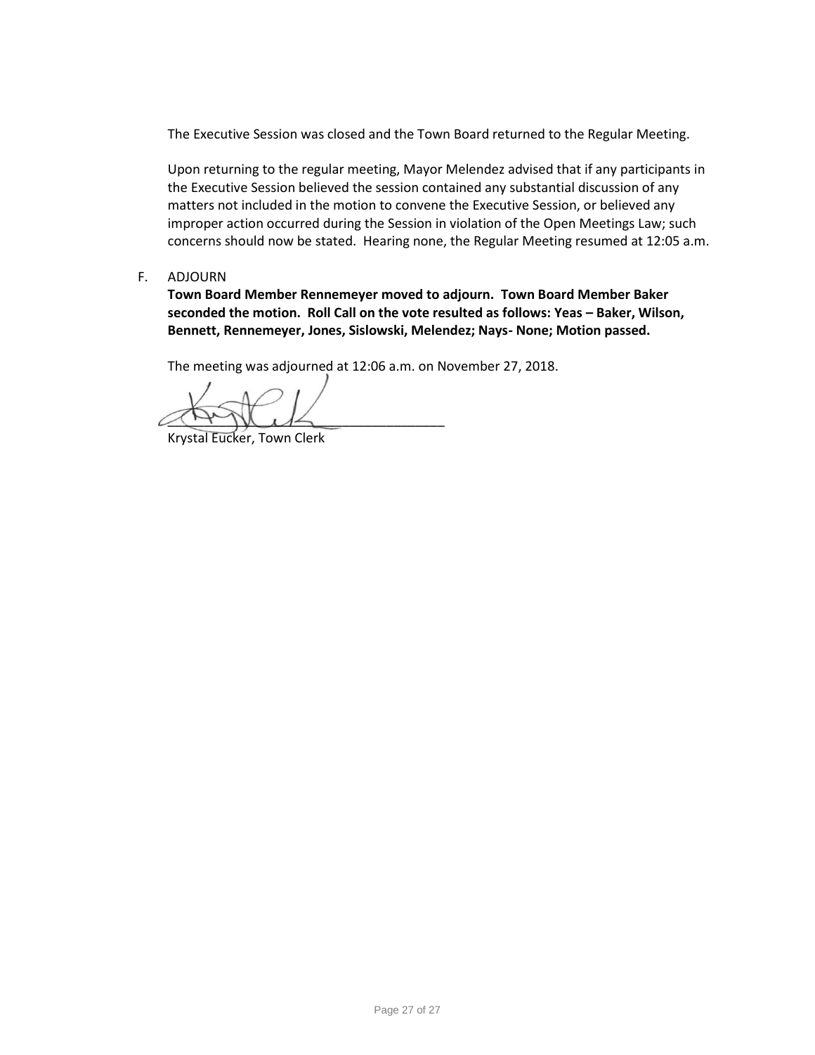The Executive Session was closed and the Town Board returned to the Regular Meeting.

Upon returning to the regular meeting, Mayor Melendez advised that if any participants in the Executive Session believed the session contained any substantial discussion of any matters not included in the motion to convene the Executive Session, or believed any improper action occurred during the Session in violation of the Open Meetings Law; such concerns should now be stated. Hearing none, the Regular Meeting resumed at 12:05 a.m.

F. ADJOURN

**Town Board Member Rennemeyer moved to adjourn. Town Board Member Baker seconded the motion. Roll Call on the vote resulted as follows: Yeas – Baker, Wilson, Bennett, Rennemeyer, Jones, Sislowski, Melendez; Nays- None; Motion passed.**

The meeting was adjourned at 12:06 a.m. on November 27, 2018.

___________________________________

Krystal Eucker, Town Clerk